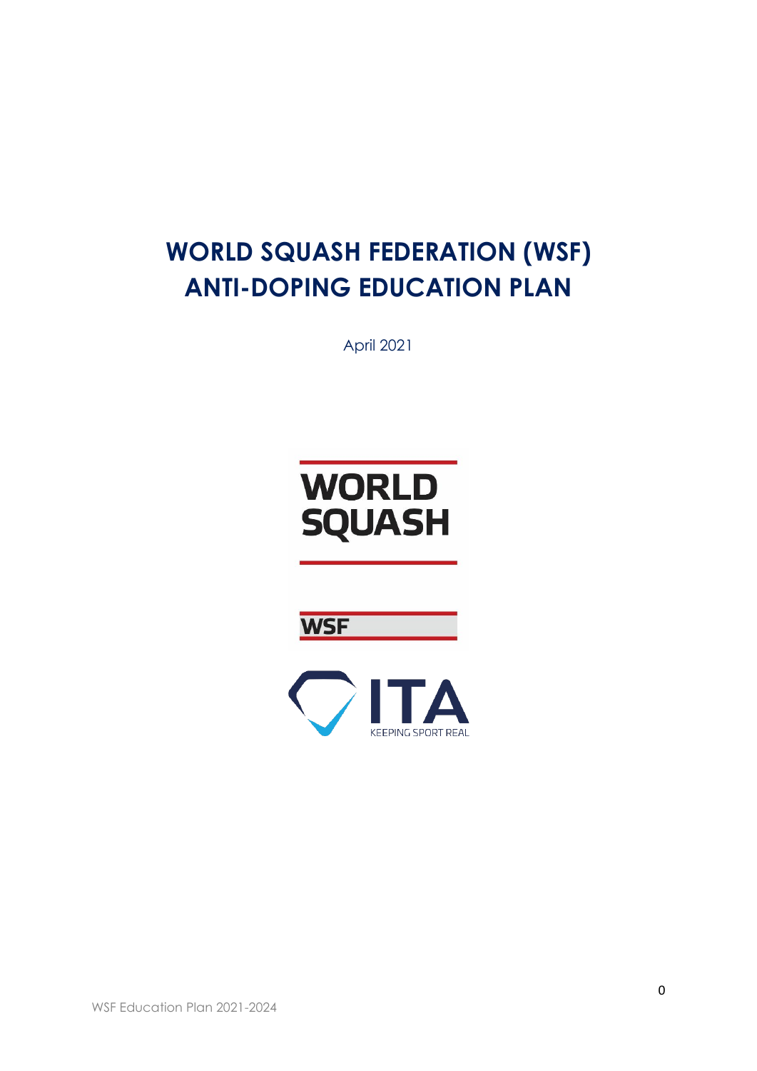# WORLD SQUASH FEDERATION (WSF) ANTI-DOPING EDUCATION PLAN

April 2021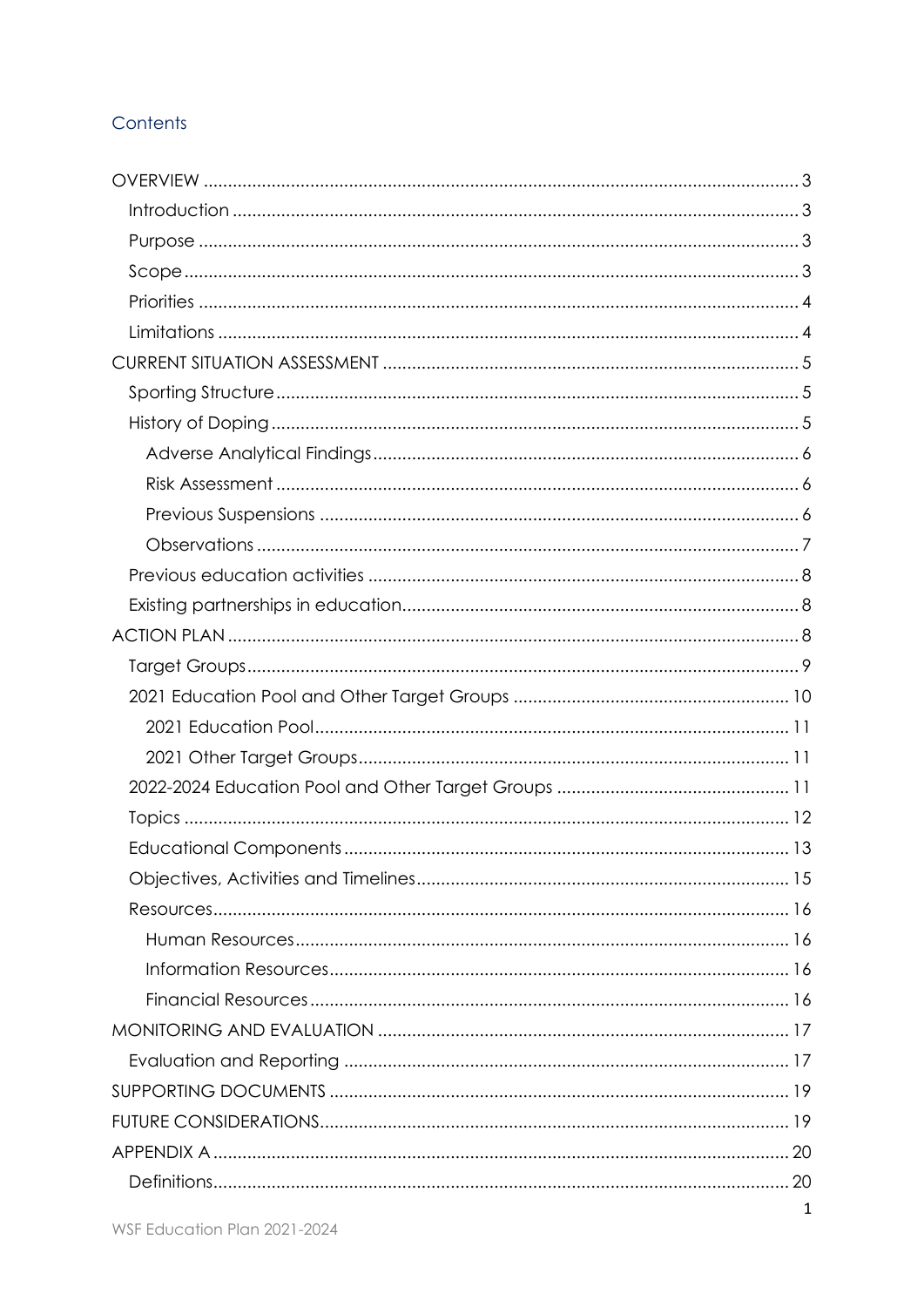# Contents

- OVERVIEW ........ 3
  - Introduction ........ 3
  - Purpose ........ 3
  - Scope ........ 3
  - Priorities ........ 4
  - Limitations ........ 4
- CURRENT SITUATION ASSESSMENT ........ 5
  - Sporting Structure ........ 5
  - History of Doping ........ 5
    - Adverse Analytical Findings ........ 6
    - Risk Assessment ........ 6
    - Previous Suspensions ........ 6
    - Observations ........ 7
  - Previous education activities ........ 8
  - Existing partnerships in education ........ 8
- ACTION PLAN ........ 8
  - Target Groups ........ 9
  - 2021 Education Pool and Other Target Groups ........ 10
    - 2021 Education Pool ........ 11
    - 2021 Other Target Groups ........ 11
  - 2022-2024 Education Pool and Other Target Groups ........ 11
  - Topics ........ 12
  - Educational Components ........ 13
  - Objectives, Activities and Timelines ........ 15
  - Resources ........ 16
    - Human Resources ........ 16
    - Information Resources ........ 16
    - Financial Resources ........ 16
- MONITORING AND EVALUATION ........ 17
  - Evaluation and Reporting ........ 17
- SUPPORTING DOCUMENTS ........ 19
- FUTURE CONSIDERATIONS ........ 19
- APPENDIX A ........ 20
  - Definitions ........ 20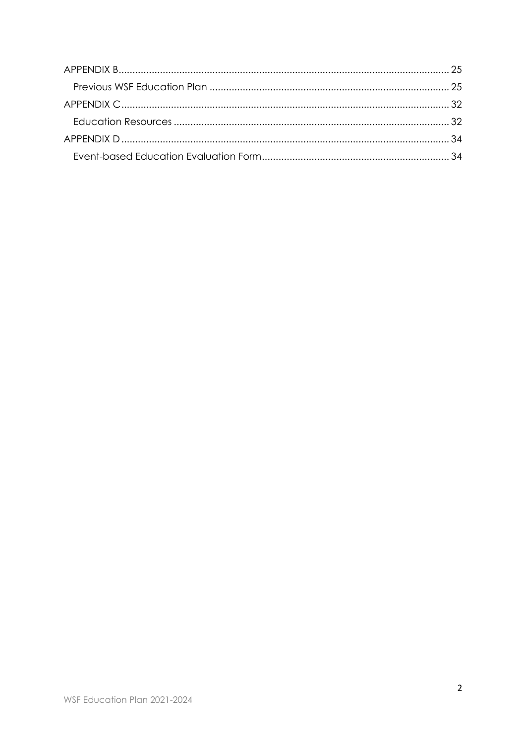APPENDIX B ........................................................................................................... 25

Previous WSF Education Plan ........................................................................................ 25

APPENDIX C ........................................................................................................... 32

Education Resources ..................................................................................................... 32

APPENDIX D ........................................................................................................... 34

Event-based Education Evaluation Form ..................................................................... 34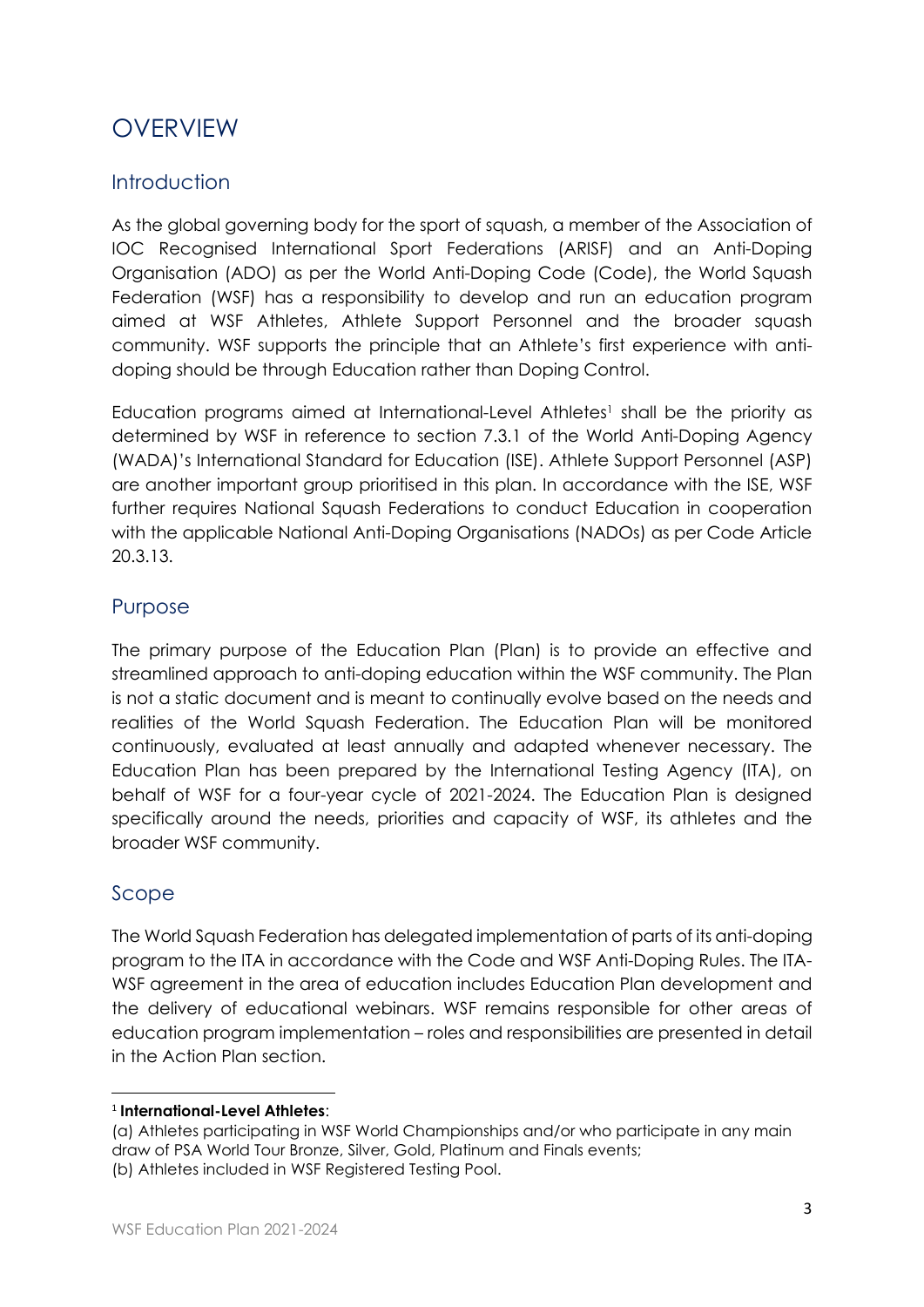# OVERVIEW

## Introduction

As the global governing body for the sport of squash, a member of the Association of IOC Recognised International Sport Federations (ARISF) and an Anti-Doping Organisation (ADO) as per the World Anti-Doping Code (Code), the World Squash Federation (WSF) has a responsibility to develop and run an education program aimed at WSF Athletes, Athlete Support Personnel and the broader squash community. WSF supports the principle that an Athlete's first experience with anti-doping should be through Education rather than Doping Control.

Education programs aimed at International-Level Athletes[1] shall be the priority as determined by WSF in reference to section 7.3.1 of the World Anti-Doping Agency (WADA)'s International Standard for Education (ISE). Athlete Support Personnel (ASP) are another important group prioritised in this plan. In accordance with the ISE, WSF further requires National Squash Federations to conduct Education in cooperation with the applicable National Anti-Doping Organisations (NADOs) as per Code Article 20.3.13.

## Purpose

The primary purpose of the Education Plan (Plan) is to provide an effective and streamlined approach to anti-doping education within the WSF community. The Plan is not a static document and is meant to continually evolve based on the needs and realities of the World Squash Federation. The Education Plan will be monitored continuously, evaluated at least annually and adapted whenever necessary. The Education Plan has been prepared by the International Testing Agency (ITA), on behalf of WSF for a four-year cycle of 2021-2024. The Education Plan is designed specifically around the needs, priorities and capacity of WSF, its athletes and the broader WSF community.

## Scope

The World Squash Federation has delegated implementation of parts of its anti-doping program to the ITA in accordance with the Code and WSF Anti-Doping Rules. The ITA-WSF agreement in the area of education includes Education Plan development and the delivery of educational webinars. WSF remains responsible for other areas of education program implementation – roles and responsibilities are presented in detail in the Action Plan section.

---

[1] **International-Level Athletes**:
(a) Athletes participating in WSF World Championships and/or who participate in any main draw of PSA World Tour Bronze, Silver, Gold, Platinum and Finals events;
(b) Athletes included in WSF Registered Testing Pool.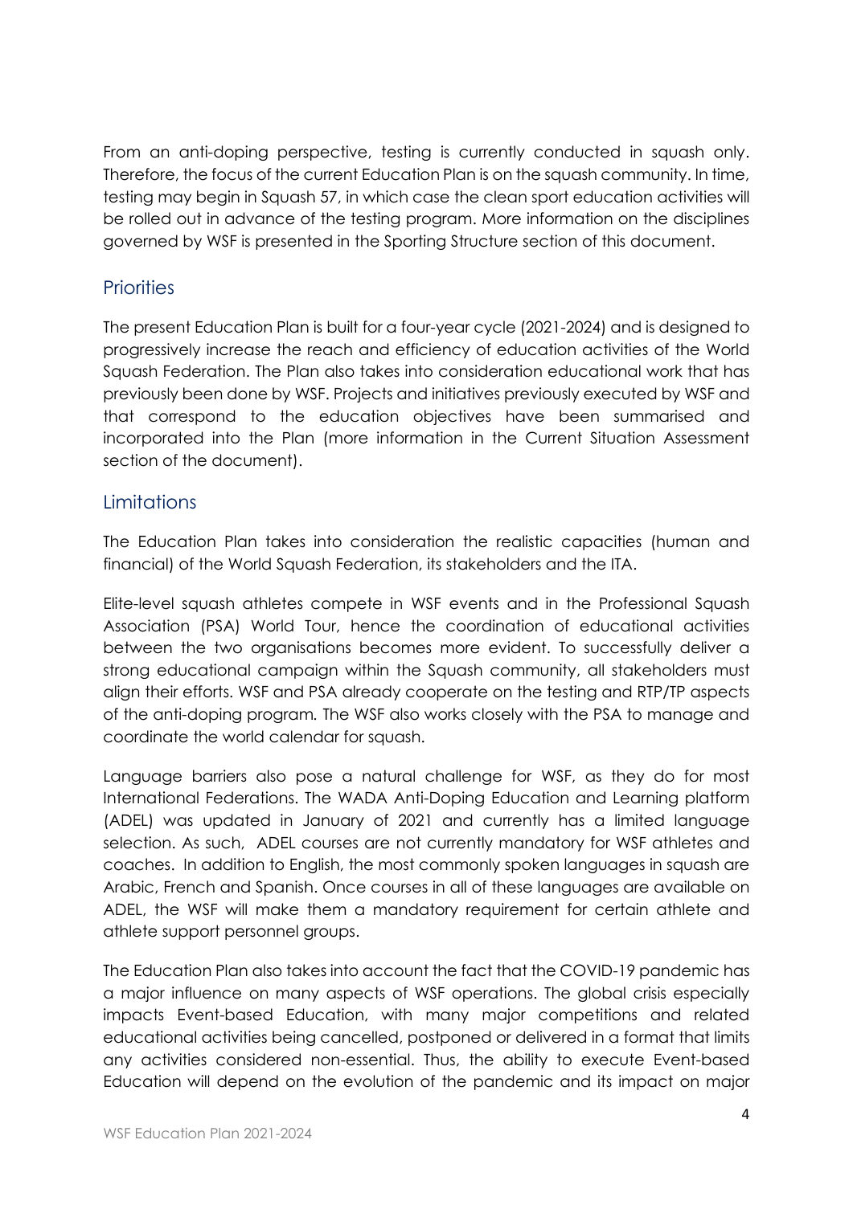From an anti-doping perspective, testing is currently conducted in squash only. Therefore, the focus of the current Education Plan is on the squash community. In time, testing may begin in Squash 57, in which case the clean sport education activities will be rolled out in advance of the testing program. More information on the disciplines governed by WSF is presented in the Sporting Structure section of this document.

## Priorities

The present Education Plan is built for a four-year cycle (2021-2024) and is designed to progressively increase the reach and efficiency of education activities of the World Squash Federation. The Plan also takes into consideration educational work that has previously been done by WSF. Projects and initiatives previously executed by WSF and that correspond to the education objectives have been summarised and incorporated into the Plan (more information in the Current Situation Assessment section of the document).

## Limitations

The Education Plan takes into consideration the realistic capacities (human and financial) of the World Squash Federation, its stakeholders and the ITA.

Elite-level squash athletes compete in WSF events and in the Professional Squash Association (PSA) World Tour, hence the coordination of educational activities between the two organisations becomes more evident. To successfully deliver a strong educational campaign within the Squash community, all stakeholders must align their efforts. WSF and PSA already cooperate on the testing and RTP/TP aspects of the anti-doping program. The WSF also works closely with the PSA to manage and coordinate the world calendar for squash.

Language barriers also pose a natural challenge for WSF, as they do for most International Federations. The WADA Anti-Doping Education and Learning platform (ADEL) was updated in January of 2021 and currently has a limited language selection. As such, ADEL courses are not currently mandatory for WSF athletes and coaches. In addition to English, the most commonly spoken languages in squash are Arabic, French and Spanish. Once courses in all of these languages are available on ADEL, the WSF will make them a mandatory requirement for certain athlete and athlete support personnel groups.

The Education Plan also takes into account the fact that the COVID-19 pandemic has a major influence on many aspects of WSF operations. The global crisis especially impacts Event-based Education, with many major competitions and related educational activities being cancelled, postponed or delivered in a format that limits any activities considered non-essential. Thus, the ability to execute Event-based Education will depend on the evolution of the pandemic and its impact on major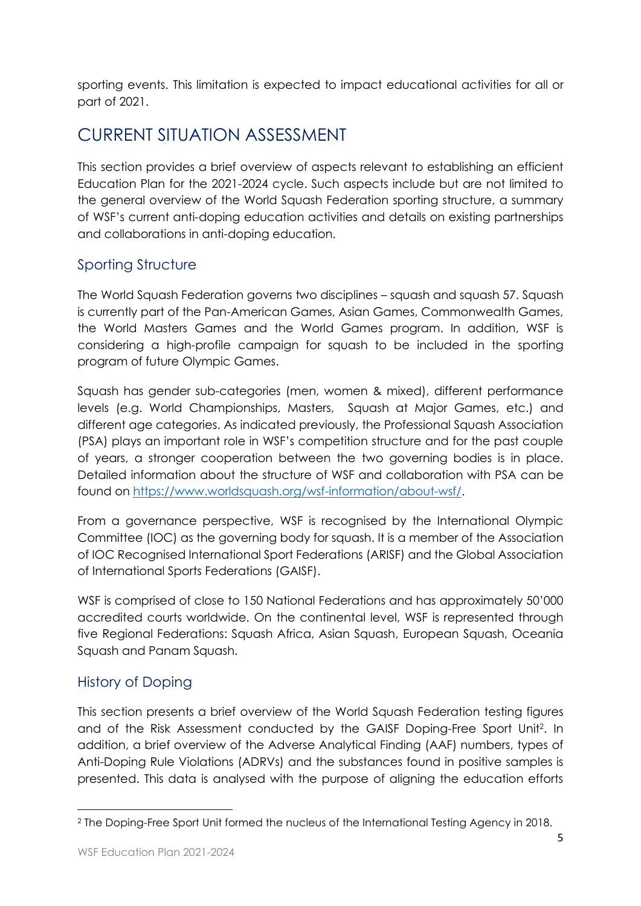sporting events. This limitation is expected to impact educational activities for all or part of 2021.

# CURRENT SITUATION ASSESSMENT

This section provides a brief overview of aspects relevant to establishing an efficient Education Plan for the 2021-2024 cycle. Such aspects include but are not limited to the general overview of the World Squash Federation sporting structure, a summary of WSF's current anti-doping education activities and details on existing partnerships and collaborations in anti-doping education.

## Sporting Structure

The World Squash Federation governs two disciplines – squash and squash 57. Squash is currently part of the Pan-American Games, Asian Games, Commonwealth Games, the World Masters Games and the World Games program. In addition, WSF is considering a high-profile campaign for squash to be included in the sporting program of future Olympic Games.

Squash has gender sub-categories (men, women & mixed), different performance levels (e.g. World Championships, Masters, Squash at Major Games, etc.) and different age categories. As indicated previously, the Professional Squash Association (PSA) plays an important role in WSF's competition structure and for the past couple of years, a stronger cooperation between the two governing bodies is in place. Detailed information about the structure of WSF and collaboration with PSA can be found on [https://www.worldsquash.org/wsf-information/about-wsf/](https://www.worldsquash.org/wsf-information/about-wsf/).

From a governance perspective, WSF is recognised by the International Olympic Committee (IOC) as the governing body for squash. It is a member of the Association of IOC Recognised International Sport Federations (ARISF) and the Global Association of International Sports Federations (GAISF).

WSF is comprised of close to 150 National Federations and has approximately 50'000 accredited courts worldwide. On the continental level, WSF is represented through five Regional Federations: Squash Africa, Asian Squash, European Squash, Oceania Squash and Panam Squash.

## History of Doping

This section presents a brief overview of the World Squash Federation testing figures and of the Risk Assessment conducted by the GAISF Doping-Free Sport Unit[2]. In addition, a brief overview of the Adverse Analytical Finding (AAF) numbers, types of Anti-Doping Rule Violations (ADRVs) and the substances found in positive samples is presented. This data is analysed with the purpose of aligning the education efforts

[2] The Doping-Free Sport Unit formed the nucleus of the International Testing Agency in 2018.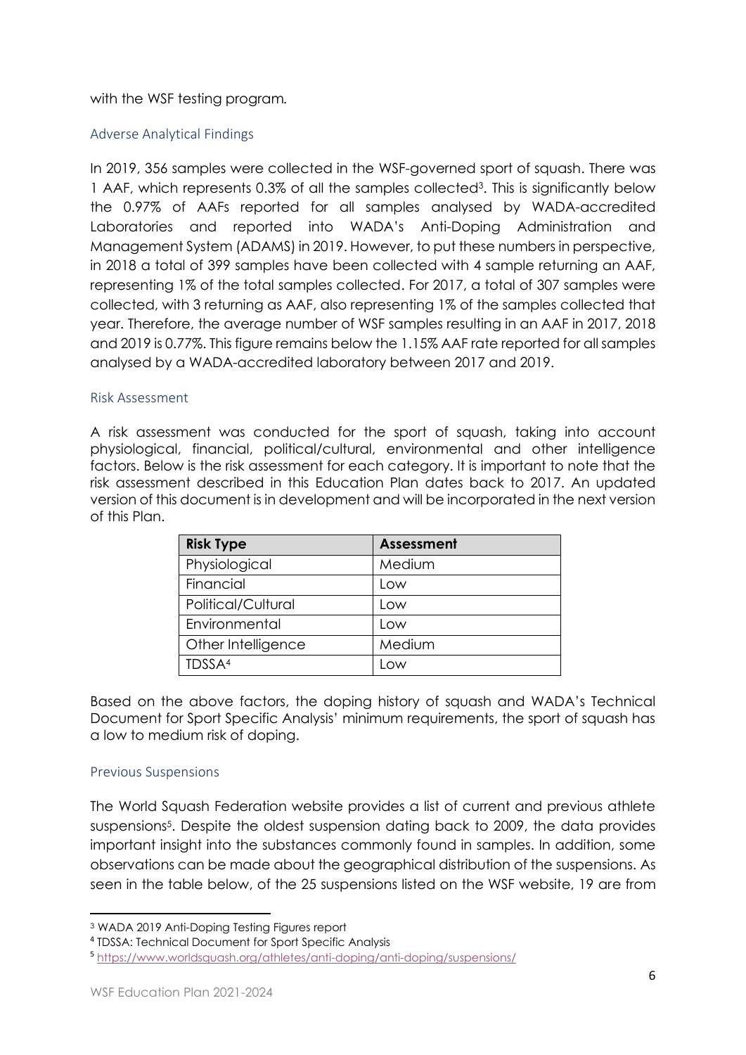with the WSF testing program.

## Adverse Analytical Findings

In 2019, 356 samples were collected in the WSF-governed sport of squash. There was 1 AAF, which represents 0.3% of all the samples collected[3]. This is significantly below the 0.97% of AAFs reported for all samples analysed by WADA-accredited Laboratories and reported into WADA's Anti-Doping Administration and Management System (ADAMS) in 2019. However, to put these numbers in perspective, in 2018 a total of 399 samples have been collected with 4 sample returning an AAF, representing 1% of the total samples collected. For 2017, a total of 307 samples were collected, with 3 returning as AAF, also representing 1% of the samples collected that year. Therefore, the average number of WSF samples resulting in an AAF in 2017, 2018 and 2019 is 0.77%. This figure remains below the 1.15% AAF rate reported for all samples analysed by a WADA-accredited laboratory between 2017 and 2019.

## Risk Assessment

A risk assessment was conducted for the sport of squash, taking into account physiological, financial, political/cultural, environmental and other intelligence factors. Below is the risk assessment for each category. It is important to note that the risk assessment described in this Education Plan dates back to 2017. An updated version of this document is in development and will be incorporated in the next version of this Plan.

| Risk Type | Assessment |
| --- | --- |
| Physiological | Medium |
| Financial | Low |
| Political/Cultural | Low |
| Environmental | Low |
| Other Intelligence | Medium |
| TDSSA[4] | Low |

Based on the above factors, the doping history of squash and WADA's Technical Document for Sport Specific Analysis' minimum requirements, the sport of squash has a low to medium risk of doping.

## Previous Suspensions

The World Squash Federation website provides a list of current and previous athlete suspensions[5]. Despite the oldest suspension dating back to 2009, the data provides important insight into the substances commonly found in samples. In addition, some observations can be made about the geographical distribution of the suspensions. As seen in the table below, of the 25 suspensions listed on the WSF website, 19 are from

---

[3] WADA 2019 Anti-Doping Testing Figures report

[4] TDSSA: Technical Document for Sport Specific Analysis

[5] https://www.worldsquash.org/athletes/anti-doping/anti-doping/suspensions/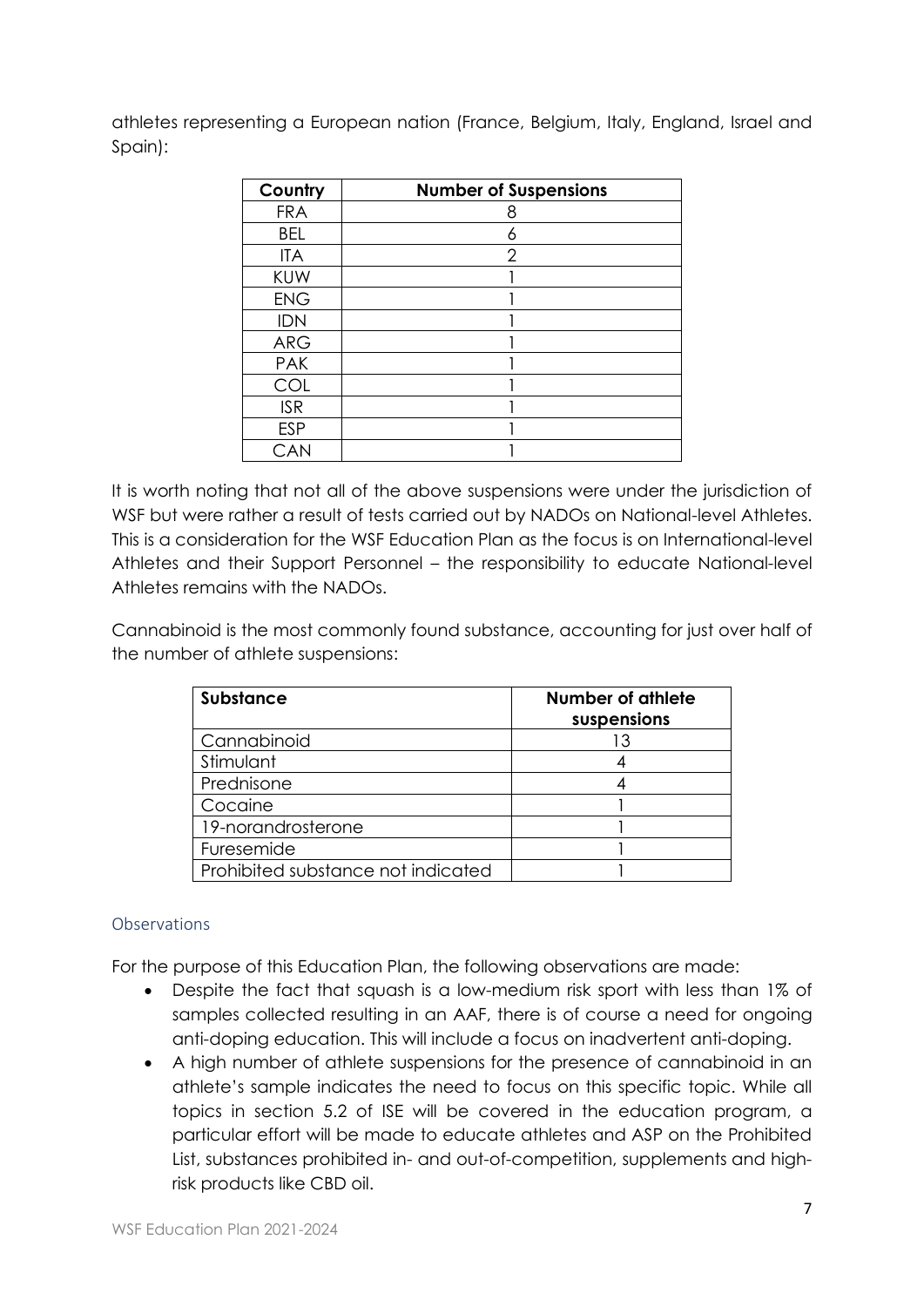athletes representing a European nation (France, Belgium, Italy, England, Israel and Spain):

| Country | Number of Suspensions |
| --- | --- |
| FRA | 8 |
| BEL | 6 |
| ITA | 2 |
| KUW | 1 |
| ENG | 1 |
| IDN | 1 |
| ARG | 1 |
| PAK | 1 |
| COL | 1 |
| ISR | 1 |
| ESP | 1 |
| CAN | 1 |

It is worth noting that not all of the above suspensions were under the jurisdiction of WSF but were rather a result of tests carried out by NADOs on National-level Athletes. This is a consideration for the WSF Education Plan as the focus is on International-level Athletes and their Support Personnel – the responsibility to educate National-level Athletes remains with the NADOs.

Cannabinoid is the most commonly found substance, accounting for just over half of the number of athlete suspensions:

| Substance | Number of athlete suspensions |
| --- | --- |
| Cannabinoid | 13 |
| Stimulant | 4 |
| Prednisone | 4 |
| Cocaine | 1 |
| 19-norandrosterone | 1 |
| Furesemide | 1 |
| Prohibited substance not indicated | 1 |

### Observations

For the purpose of this Education Plan, the following observations are made:

- Despite the fact that squash is a low-medium risk sport with less than 1% of samples collected resulting in an AAF, there is of course a need for ongoing anti-doping education. This will include a focus on inadvertent anti-doping.
- A high number of athlete suspensions for the presence of cannabinoid in an athlete's sample indicates the need to focus on this specific topic. While all topics in section 5.2 of ISE will be covered in the education program, a particular effort will be made to educate athletes and ASP on the Prohibited List, substances prohibited in- and out-of-competition, supplements and high-risk products like CBD oil.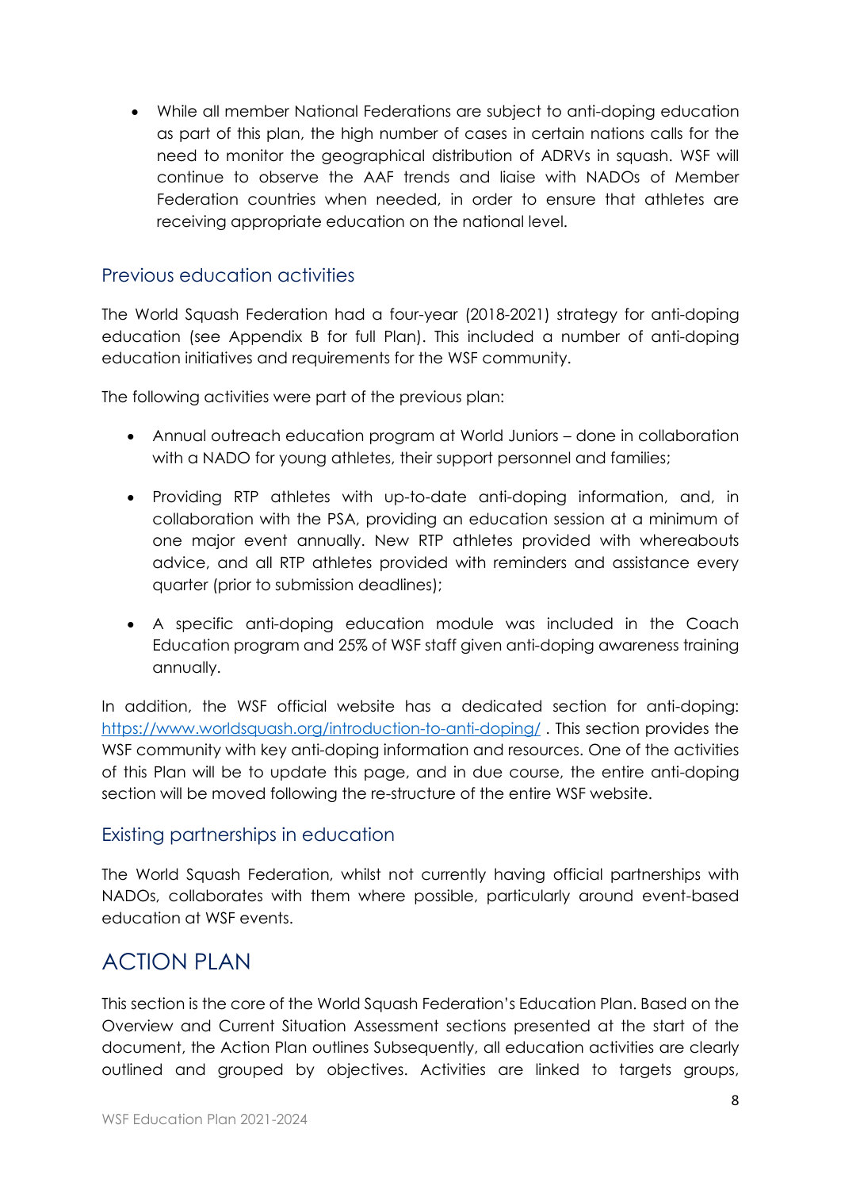- While all member National Federations are subject to anti-doping education as part of this plan, the high number of cases in certain nations calls for the need to monitor the geographical distribution of ADRVs in squash. WSF will continue to observe the AAF trends and liaise with NADOs of Member Federation countries when needed, in order to ensure that athletes are receiving appropriate education on the national level.

## Previous education activities

The World Squash Federation had a four-year (2018-2021) strategy for anti-doping education (see Appendix B for full Plan). This included a number of anti-doping education initiatives and requirements for the WSF community.

The following activities were part of the previous plan:

- Annual outreach education program at World Juniors – done in collaboration with a NADO for young athletes, their support personnel and families;
- Providing RTP athletes with up-to-date anti-doping information, and, in collaboration with the PSA, providing an education session at a minimum of one major event annually. New RTP athletes provided with whereabouts advice, and all RTP athletes provided with reminders and assistance every quarter (prior to submission deadlines);
- A specific anti-doping education module was included in the Coach Education program and 25% of WSF staff given anti-doping awareness training annually.

In addition, the WSF official website has a dedicated section for anti-doping: https://www.worldsquash.org/introduction-to-anti-doping/ . This section provides the WSF community with key anti-doping information and resources. One of the activities of this Plan will be to update this page, and in due course, the entire anti-doping section will be moved following the re-structure of the entire WSF website.

## Existing partnerships in education

The World Squash Federation, whilst not currently having official partnerships with NADOs, collaborates with them where possible, particularly around event-based education at WSF events.

# ACTION PLAN

This section is the core of the World Squash Federation's Education Plan. Based on the Overview and Current Situation Assessment sections presented at the start of the document, the Action Plan outlines Subsequently, all education activities are clearly outlined and grouped by objectives. Activities are linked to targets groups,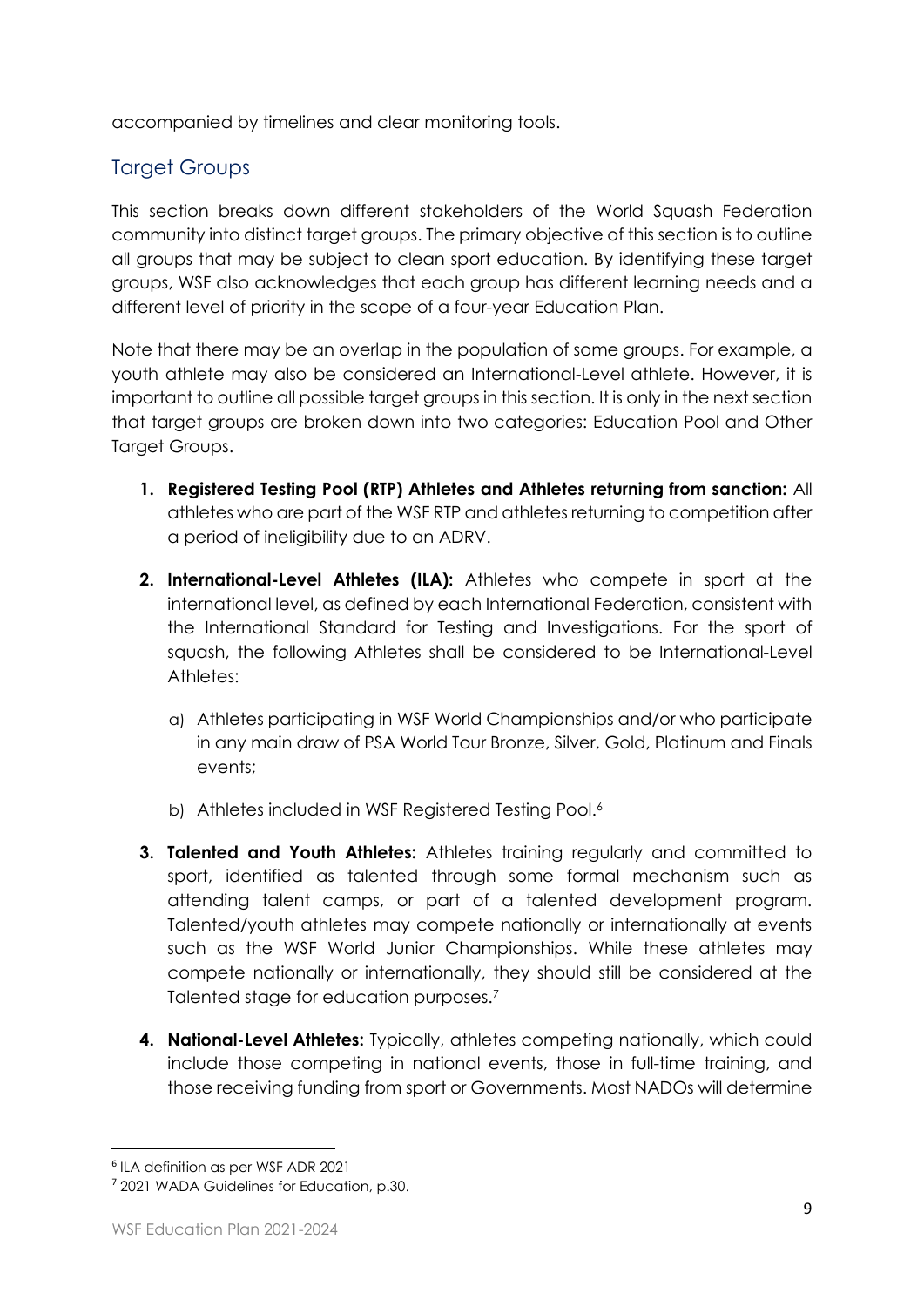accompanied by timelines and clear monitoring tools.

## Target Groups

This section breaks down different stakeholders of the World Squash Federation community into distinct target groups. The primary objective of this section is to outline all groups that may be subject to clean sport education. By identifying these target groups, WSF also acknowledges that each group has different learning needs and a different level of priority in the scope of a four-year Education Plan.

Note that there may be an overlap in the population of some groups. For example, a youth athlete may also be considered an International-Level athlete. However, it is important to outline all possible target groups in this section. It is only in the next section that target groups are broken down into two categories: Education Pool and Other Target Groups.

1. **Registered Testing Pool (RTP) Athletes and Athletes returning from sanction:** All athletes who are part of the WSF RTP and athletes returning to competition after a period of ineligibility due to an ADRV.

2. **International-Level Athletes (ILA):** Athletes who compete in sport at the international level, as defined by each International Federation, consistent with the International Standard for Testing and Investigations. For the sport of squash, the following Athletes shall be considered to be International-Level Athletes:

   a) Athletes participating in WSF World Championships and/or who participate in any main draw of PSA World Tour Bronze, Silver, Gold, Platinum and Finals events;

   b) Athletes included in WSF Registered Testing Pool.[6]

3. **Talented and Youth Athletes:** Athletes training regularly and committed to sport, identified as talented through some formal mechanism such as attending talent camps, or part of a talented development program. Talented/youth athletes may compete nationally or internationally at events such as the WSF World Junior Championships. While these athletes may compete nationally or internationally, they should still be considered at the Talented stage for education purposes.[7]

4. **National-Level Athletes:** Typically, athletes competing nationally, which could include those competing in national events, those in full-time training, and those receiving funding from sport or Governments. Most NADOs will determine

---

[6] ILA definition as per WSF ADR 2021

[7] 2021 WADA Guidelines for Education, p.30.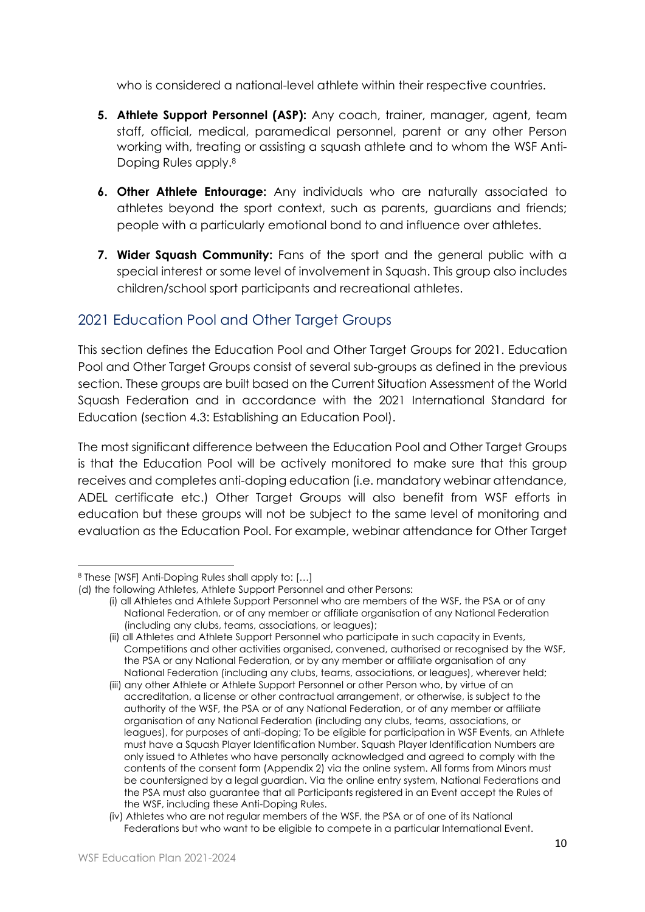who is considered a national-level athlete within their respective countries.

5. **Athlete Support Personnel (ASP):** Any coach, trainer, manager, agent, team staff, official, medical, paramedical personnel, parent or any other Person working with, treating or assisting a squash athlete and to whom the WSF Anti-Doping Rules apply.[8]

6. **Other Athlete Entourage:** Any individuals who are naturally associated to athletes beyond the sport context, such as parents, guardians and friends; people with a particularly emotional bond to and influence over athletes.

7. **Wider Squash Community:** Fans of the sport and the general public with a special interest or some level of involvement in Squash. This group also includes children/school sport participants and recreational athletes.

## 2021 Education Pool and Other Target Groups

This section defines the Education Pool and Other Target Groups for 2021. Education Pool and Other Target Groups consist of several sub-groups as defined in the previous section. These groups are built based on the Current Situation Assessment of the World Squash Federation and in accordance with the 2021 International Standard for Education (section 4.3: Establishing an Education Pool).

The most significant difference between the Education Pool and Other Target Groups is that the Education Pool will be actively monitored to make sure that this group receives and completes anti-doping education (i.e. mandatory webinar attendance, ADEL certificate etc.) Other Target Groups will also benefit from WSF efforts in education but these groups will not be subject to the same level of monitoring and evaluation as the Education Pool. For example, webinar attendance for Other Target

---

[8] These [WSF] Anti-Doping Rules shall apply to: […]

(d) the following Athletes, Athlete Support Personnel and other Persons:

(i) all Athletes and Athlete Support Personnel who are members of the WSF, the PSA or of any National Federation, or of any member or affiliate organisation of any National Federation (including any clubs, teams, associations, or leagues);

(ii) all Athletes and Athlete Support Personnel who participate in such capacity in Events, Competitions and other activities organised, convened, authorised or recognised by the WSF, the PSA or any National Federation, or by any member or affiliate organisation of any National Federation (including any clubs, teams, associations, or leagues), wherever held;

(iii) any other Athlete or Athlete Support Personnel or other Person who, by virtue of an accreditation, a license or other contractual arrangement, or otherwise, is subject to the authority of the WSF, the PSA or of any National Federation, or of any member or affiliate organisation of any National Federation (including any clubs, teams, associations, or leagues), for purposes of anti-doping; To be eligible for participation in WSF Events, an Athlete must have a Squash Player Identification Number. Squash Player Identification Numbers are only issued to Athletes who have personally acknowledged and agreed to comply with the contents of the consent form (Appendix 2) via the online system. All forms from Minors must be countersigned by a legal guardian. Via the online entry system, National Federations and the PSA must also guarantee that all Participants registered in an Event accept the Rules of the WSF, including these Anti-Doping Rules.

(iv) Athletes who are not regular members of the WSF, the PSA or of one of its National Federations but who want to be eligible to compete in a particular International Event.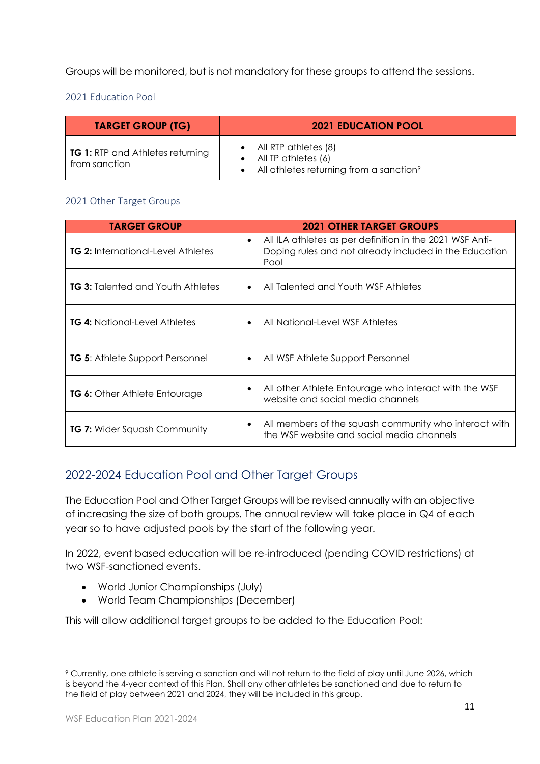Groups will be monitored, but is not mandatory for these groups to attend the sessions.

### 2021 Education Pool

| TARGET GROUP (TG) | 2021 EDUCATION POOL |
|---|---|
| **TG 1:** RTP and Athletes returning from sanction | • All RTP athletes (8)<br>• All TP athletes (6)<br>• All athletes returning from a sanction[9] |

### 2021 Other Target Groups

| TARGET GROUP | 2021 OTHER TARGET GROUPS |
|---|---|
| **TG 2:** International-Level Athletes | • All ILA athletes as per definition in the 2021 WSF Anti-Doping rules and not already included in the Education Pool |
| **TG 3:** Talented and Youth Athletes | • All Talented and Youth WSF Athletes |
| **TG 4:** National-Level Athletes | • All National-Level WSF Athletes |
| **TG 5**: Athlete Support Personnel | • All WSF Athlete Support Personnel |
| **TG 6:** Other Athlete Entourage | • All other Athlete Entourage who interact with the WSF website and social media channels |
| **TG 7:** Wider Squash Community | • All members of the squash community who interact with the WSF website and social media channels |

## 2022-2024 Education Pool and Other Target Groups

The Education Pool and Other Target Groups will be revised annually with an objective of increasing the size of both groups. The annual review will take place in Q4 of each year so to have adjusted pools by the start of the following year.

In 2022, event based education will be re-introduced (pending COVID restrictions) at two WSF-sanctioned events.

- World Junior Championships (July)
- World Team Championships (December)

This will allow additional target groups to be added to the Education Pool:

[9] Currently, one athlete is serving a sanction and will not return to the field of play until June 2026, which is beyond the 4-year context of this Plan. Shall any other athletes be sanctioned and due to return to the field of play between 2021 and 2024, they will be included in this group.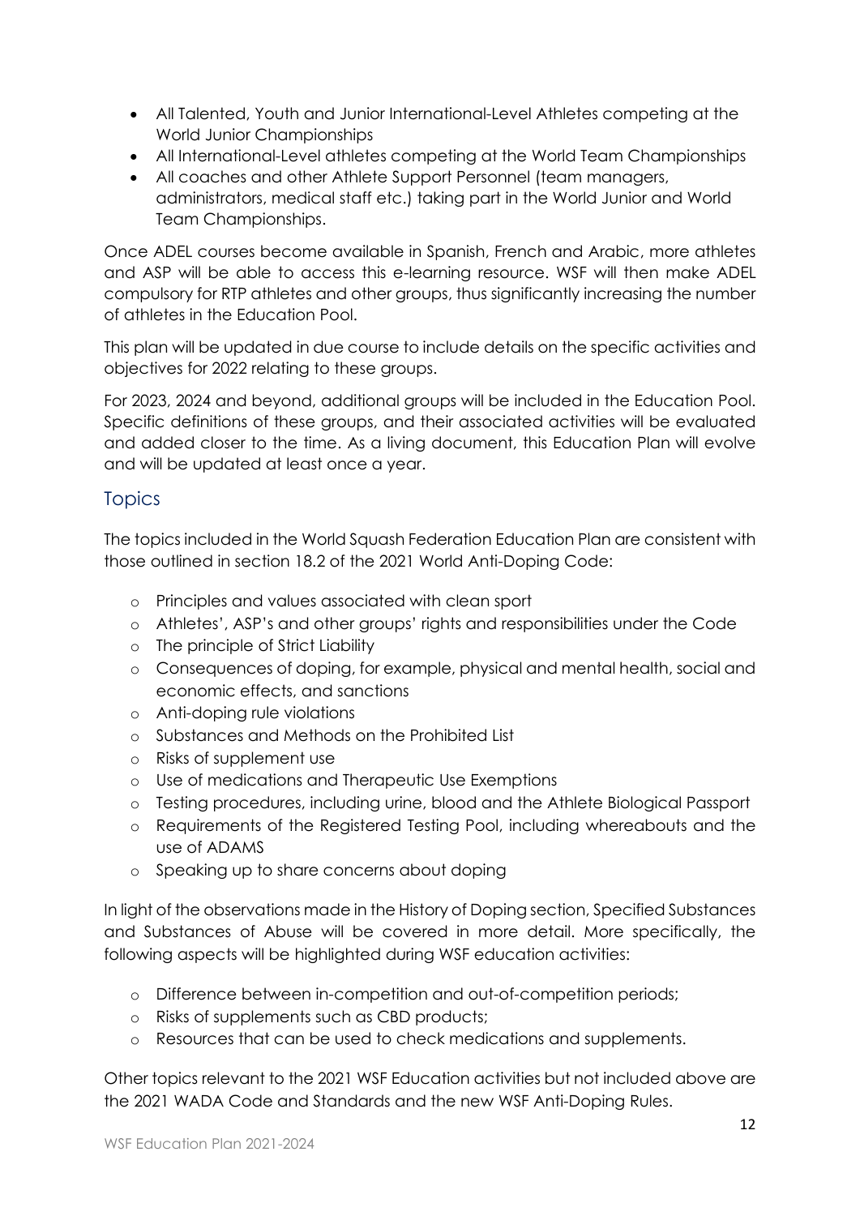- All Talented, Youth and Junior International-Level Athletes competing at the World Junior Championships
- All International-Level athletes competing at the World Team Championships
- All coaches and other Athlete Support Personnel (team managers, administrators, medical staff etc.) taking part in the World Junior and World Team Championships.

Once ADEL courses become available in Spanish, French and Arabic, more athletes and ASP will be able to access this e-learning resource. WSF will then make ADEL compulsory for RTP athletes and other groups, thus significantly increasing the number of athletes in the Education Pool.

This plan will be updated in due course to include details on the specific activities and objectives for 2022 relating to these groups.

For 2023, 2024 and beyond, additional groups will be included in the Education Pool. Specific definitions of these groups, and their associated activities will be evaluated and added closer to the time. As a living document, this Education Plan will evolve and will be updated at least once a year.

## Topics

The topics included in the World Squash Federation Education Plan are consistent with those outlined in section 18.2 of the 2021 World Anti-Doping Code:

- Principles and values associated with clean sport
- Athletes', ASP's and other groups' rights and responsibilities under the Code
- The principle of Strict Liability
- Consequences of doping, for example, physical and mental health, social and economic effects, and sanctions
- Anti-doping rule violations
- Substances and Methods on the Prohibited List
- Risks of supplement use
- Use of medications and Therapeutic Use Exemptions
- Testing procedures, including urine, blood and the Athlete Biological Passport
- Requirements of the Registered Testing Pool, including whereabouts and the use of ADAMS
- Speaking up to share concerns about doping

In light of the observations made in the History of Doping section, Specified Substances and Substances of Abuse will be covered in more detail. More specifically, the following aspects will be highlighted during WSF education activities:

- Difference between in-competition and out-of-competition periods;
- Risks of supplements such as CBD products;
- Resources that can be used to check medications and supplements.

Other topics relevant to the 2021 WSF Education activities but not included above are the 2021 WADA Code and Standards and the new WSF Anti-Doping Rules.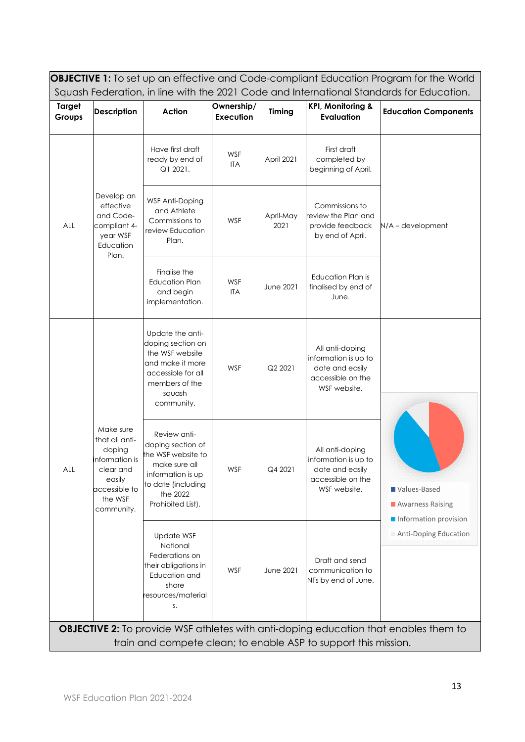| **OBJECTIVE 1:** To set up an effective and Code-compliant Education Program for the World Squash Federation, in line with the 2021 Code and International Standards for Education. | | | | | | |
|---|---|---|---|---|---|---|
| **Target Groups** | **Description** | **Action** | **Ownership/ Execution** | **Timing** | **KPI, Monitoring & Evaluation** | **Education Components** |
| ALL | Develop an effective and Code-compliant 4-year WSF Education Plan. | Have first draft ready by end of Q1 2021. | WSF ITA | April 2021 | First draft completed by beginning of April. | N/A – development |
| | | WSF Anti-Doping and Athlete Commissions to review Education Plan. | WSF | April-May 2021 | Commissions to review the Plan and provide feedback by end of April. | |
| | | Finalise the Education Plan and begin implementation. | WSF ITA | June 2021 | Education Plan is finalised by end of June. | |
| ALL | Make sure that all anti-doping information is clear and easily accessible to the WSF community. | Update the anti-doping section on the WSF website and make it more accessible for all members of the squash community. | WSF | Q2 2021 | All anti-doping information is up to date and easily accessible on the WSF website. | Values-Based; Awarness Raising; Information provision; Anti-Doping Education |
| | | Review anti-doping section of the WSF website to make sure all information is up to date (including the 2022 Prohibited List). | WSF | Q4 2021 | All anti-doping information is up to date and easily accessible on the WSF website. | |
| | | Update WSF National Federations on their obligations in Education and share resources/materials. | WSF | June 2021 | Draft and send communication to NFs by end of June. | |
| **OBJECTIVE 2:** To provide WSF athletes with anti-doping education that enables them to train and compete clean; to enable ASP to support this mission. | | | | | | |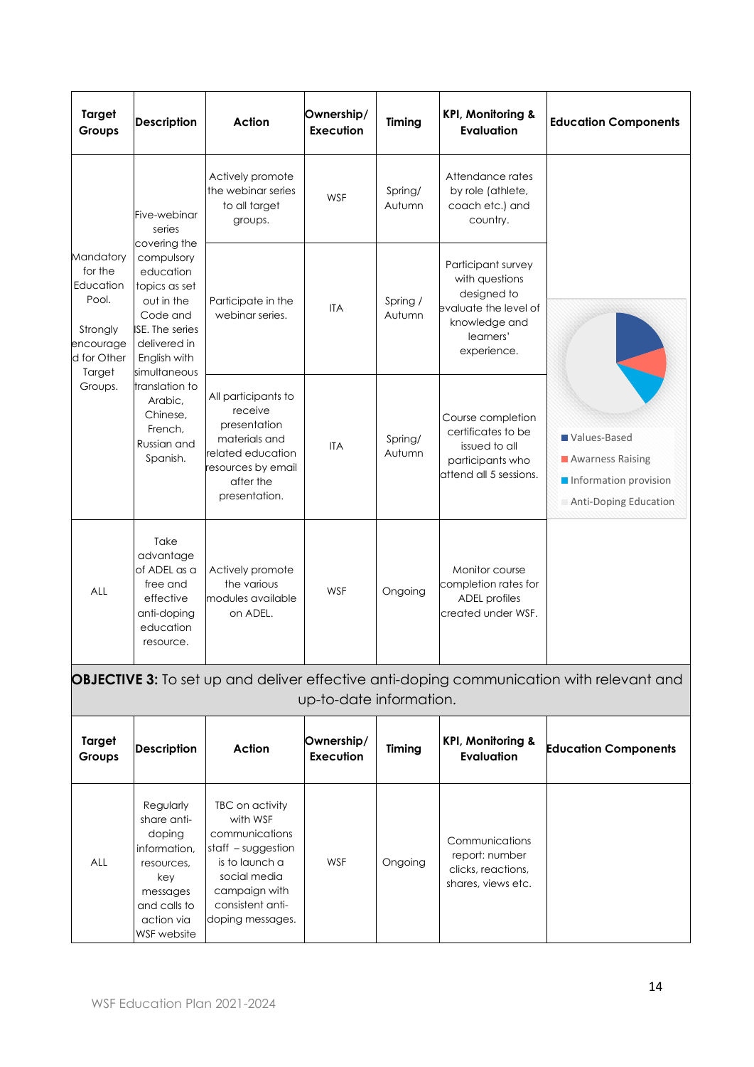| Target Groups | Description | Action | Ownership/ Execution | Timing | KPI, Monitoring & Evaluation | Education Components |
|---|---|---|---|---|---|---|
| Mandatory for the Education Pool. Strongly encouraged for Other Target Groups. | Five-webinar series covering the compulsory education topics as set out in the Code and ISE. The series delivered in English with simultaneous translation to Arabic, Chinese, French, Russian and Spanish. | Actively promote the webinar series to all target groups. | WSF | Spring/ Autumn | Attendance rates by role (athlete, coach etc.) and country. | Values-Based; Awarness Raising; Information provision; Anti-Doping Education |
| | | Participate in the webinar series. | ITA | Spring / Autumn | Participant survey with questions designed to evaluate the level of knowledge and learners' experience. | |
| | | All participants to receive presentation materials and related education resources by email after the presentation. | ITA | Spring/ Autumn | Course completion certificates to be issued to all participants who attend all 5 sessions. | |
| ALL | Take advantage of ADEL as a free and effective anti-doping education resource. | Actively promote the various modules available on ADEL. | WSF | Ongoing | Monitor course completion rates for ADEL profiles created under WSF. | |

**OBJECTIVE 3:** To set up and deliver effective anti-doping communication with relevant and up-to-date information.

| Target Groups | Description | Action | Ownership/ Execution | Timing | KPI, Monitoring & Evaluation | Education Components |
|---|---|---|---|---|---|---|
| ALL | Regularly share anti-doping information, resources, key messages and calls to action via WSF website | TBC on activity with WSF communications staff – suggestion is to launch a social media campaign with consistent anti-doping messages. | WSF | Ongoing | Communications report: number clicks, reactions, shares, views etc. | |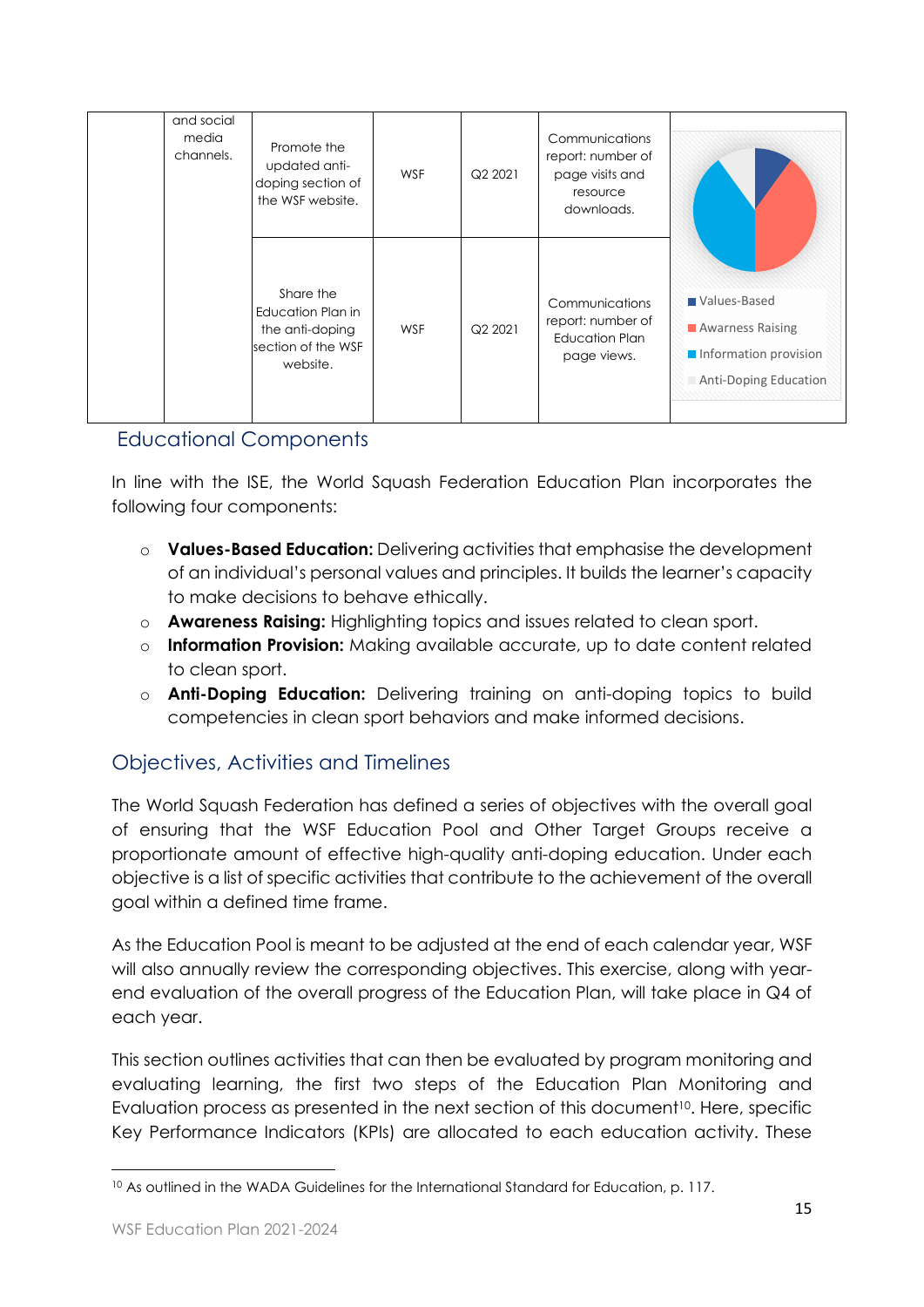|  | and social media channels. | Promote the updated anti-doping section of the WSF website. | WSF | Q2 2021 | Communications report: number of page visits and resource downloads. | ■ Values-Based ■ Awarness Raising ■ Information provision ■ Anti-Doping Education |
|---|---|---|---|---|---|---|
|  |  | Share the Education Plan in the anti-doping section of the WSF website. | WSF | Q2 2021 | Communications report: number of Education Plan page views. |  |

## Educational Components

In line with the ISE, the World Squash Federation Education Plan incorporates the following four components:

- **Values-Based Education:** Delivering activities that emphasise the development of an individual's personal values and principles. It builds the learner's capacity to make decisions to behave ethically.
- **Awareness Raising:** Highlighting topics and issues related to clean sport.
- **Information Provision:** Making available accurate, up to date content related to clean sport.
- **Anti-Doping Education:** Delivering training on anti-doping topics to build competencies in clean sport behaviors and make informed decisions.

## Objectives, Activities and Timelines

The World Squash Federation has defined a series of objectives with the overall goal of ensuring that the WSF Education Pool and Other Target Groups receive a proportionate amount of effective high-quality anti-doping education. Under each objective is a list of specific activities that contribute to the achievement of the overall goal within a defined time frame.

As the Education Pool is meant to be adjusted at the end of each calendar year, WSF will also annually review the corresponding objectives. This exercise, along with year-end evaluation of the overall progress of the Education Plan, will take place in Q4 of each year.

This section outlines activities that can then be evaluated by program monitoring and evaluating learning, the first two steps of the Education Plan Monitoring and Evaluation process as presented in the next section of this document[10]. Here, specific Key Performance Indicators (KPIs) are allocated to each education activity. These

[10] As outlined in the WADA Guidelines for the International Standard for Education, p. 117.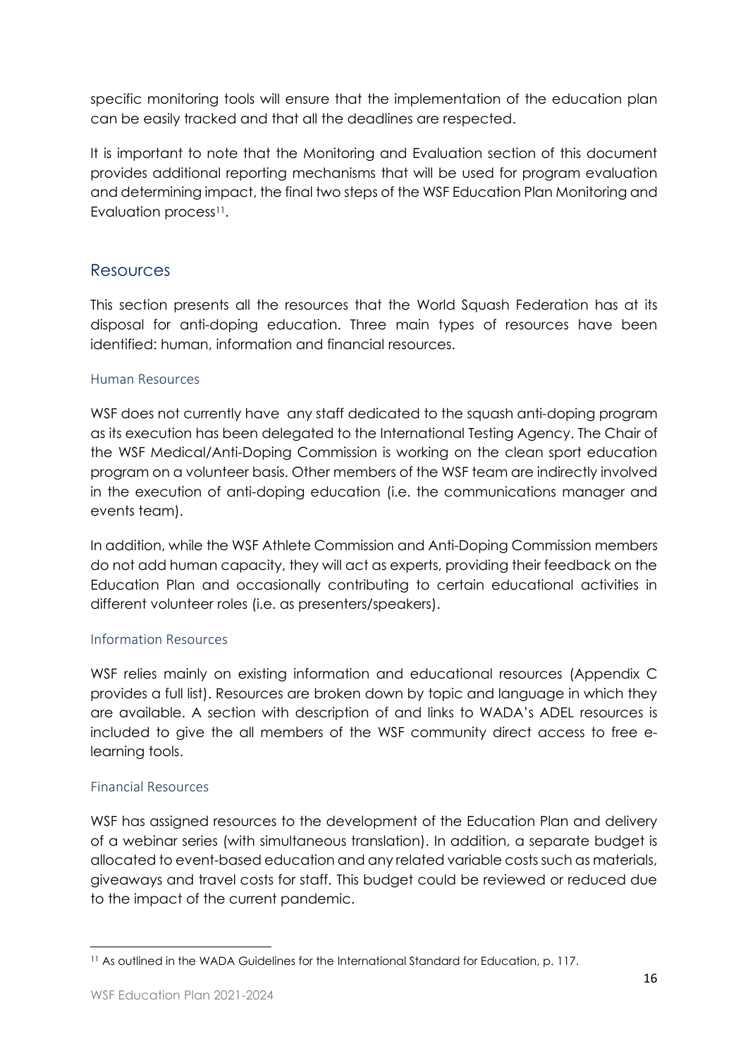specific monitoring tools will ensure that the implementation of the education plan can be easily tracked and that all the deadlines are respected.

It is important to note that the Monitoring and Evaluation section of this document provides additional reporting mechanisms that will be used for program evaluation and determining impact, the final two steps of the WSF Education Plan Monitoring and Evaluation process[11].

## Resources

This section presents all the resources that the World Squash Federation has at its disposal for anti-doping education. Three main types of resources have been identified: human, information and financial resources.

### Human Resources

WSF does not currently have any staff dedicated to the squash anti-doping program as its execution has been delegated to the International Testing Agency. The Chair of the WSF Medical/Anti-Doping Commission is working on the clean sport education program on a volunteer basis. Other members of the WSF team are indirectly involved in the execution of anti-doping education (i.e. the communications manager and events team).

In addition, while the WSF Athlete Commission and Anti-Doping Commission members do not add human capacity, they will act as experts, providing their feedback on the Education Plan and occasionally contributing to certain educational activities in different volunteer roles (i.e. as presenters/speakers).

### Information Resources

WSF relies mainly on existing information and educational resources (Appendix C provides a full list). Resources are broken down by topic and language in which they are available. A section with description of and links to WADA's ADEL resources is included to give the all members of the WSF community direct access to free e-learning tools.

### Financial Resources

WSF has assigned resources to the development of the Education Plan and delivery of a webinar series (with simultaneous translation). In addition, a separate budget is allocated to event-based education and any related variable costs such as materials, giveaways and travel costs for staff. This budget could be reviewed or reduced due to the impact of the current pandemic.

---

[11] As outlined in the WADA Guidelines for the International Standard for Education, p. 117.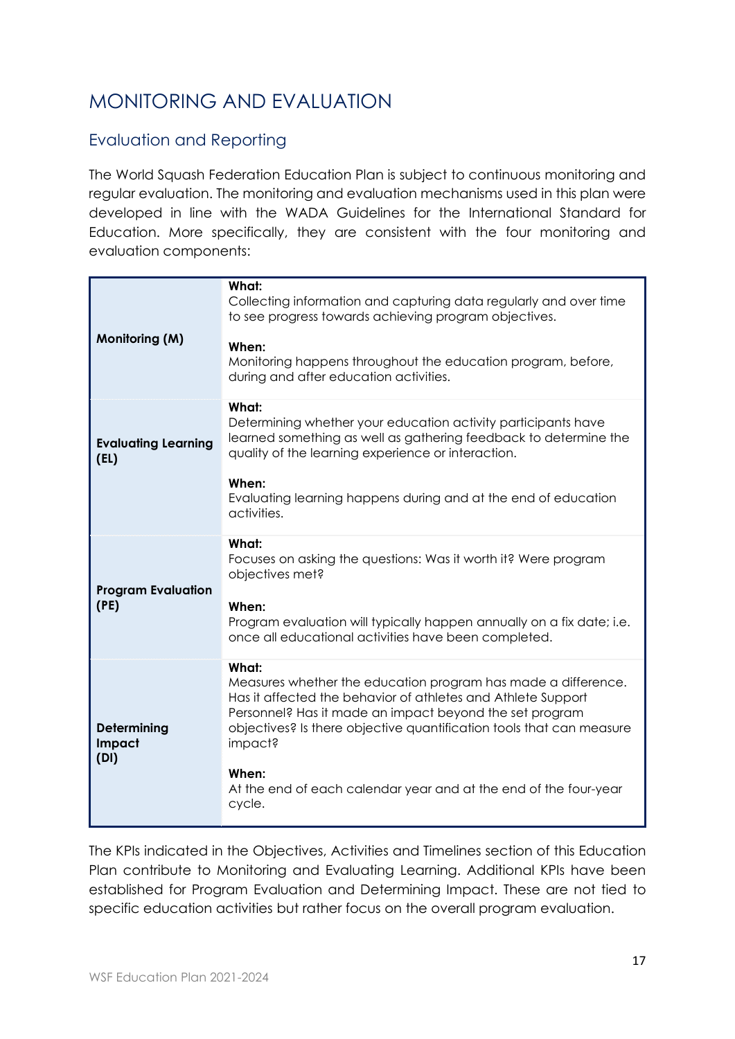# MONITORING AND EVALUATION

## Evaluation and Reporting

The World Squash Federation Education Plan is subject to continuous monitoring and regular evaluation. The monitoring and evaluation mechanisms used in this plan were developed in line with the WADA Guidelines for the International Standard for Education. More specifically, they are consistent with the four monitoring and evaluation components:

| | |
|---|---|
| **Monitoring (M)** | **What:**<br>Collecting information and capturing data regularly and over time to see progress towards achieving program objectives.<br><br>**When:**<br>Monitoring happens throughout the education program, before, during and after education activities. |
| **Evaluating Learning (EL)** | **What:**<br>Determining whether your education activity participants have learned something as well as gathering feedback to determine the quality of the learning experience or interaction.<br><br>**When:**<br>Evaluating learning happens during and at the end of education activities. |
| **Program Evaluation (PE)** | **What:**<br>Focuses on asking the questions: Was it worth it? Were program objectives met?<br><br>**When:**<br>Program evaluation will typically happen annually on a fix date; i.e. once all educational activities have been completed. |
| **Determining Impact (DI)** | **What:**<br>Measures whether the education program has made a difference. Has it affected the behavior of athletes and Athlete Support Personnel? Has it made an impact beyond the set program objectives? Is there objective quantification tools that can measure impact?<br><br>**When:**<br>At the end of each calendar year and at the end of the four-year cycle. |

The KPIs indicated in the Objectives, Activities and Timelines section of this Education Plan contribute to Monitoring and Evaluating Learning. Additional KPIs have been established for Program Evaluation and Determining Impact. These are not tied to specific education activities but rather focus on the overall program evaluation.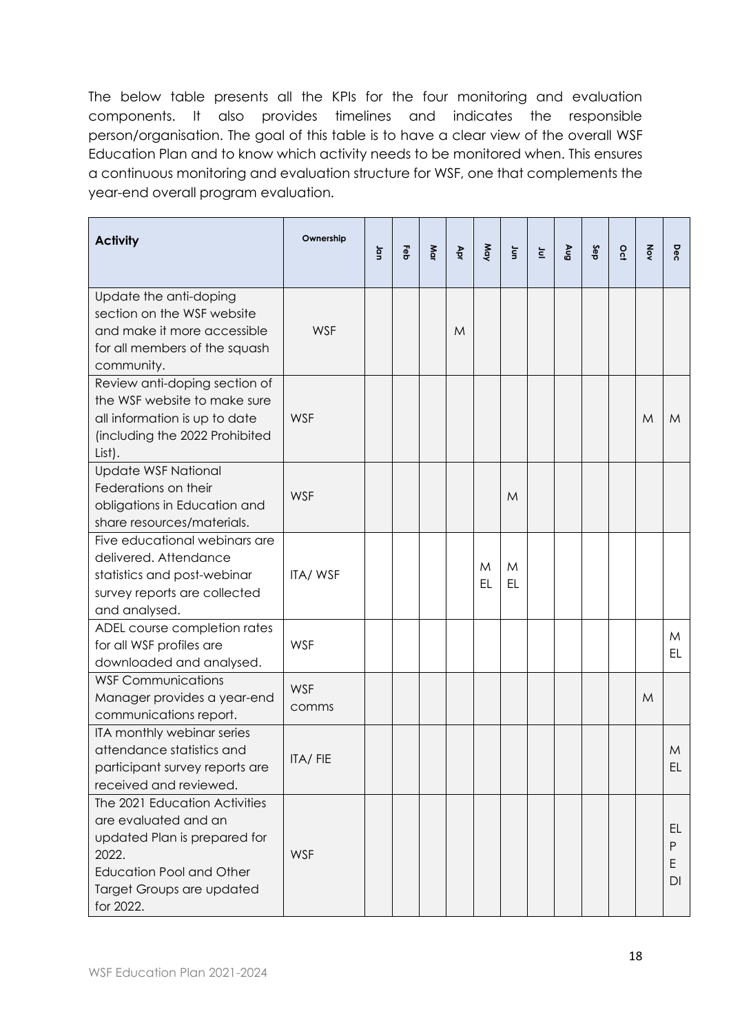The below table presents all the KPIs for the four monitoring and evaluation components. It also provides timelines and indicates the responsible person/organisation. The goal of this table is to have a clear view of the overall WSF Education Plan and to know which activity needs to be monitored when. This ensures a continuous monitoring and evaluation structure for WSF, one that complements the year-end overall program evaluation.

| Activity | Ownership | Jan | Feb | Mar | Apr | May | Jun | Jul | Aug | Sep | Oct | Nov | Dec |
|---|---|---|---|---|---|---|---|---|---|---|---|---|---|
| Update the anti-doping section on the WSF website and make it more accessible for all members of the squash community. | WSF | | | | M | | | | | | | | |
| Review anti-doping section of the WSF website to make sure all information is up to date (including the 2022 Prohibited List). | WSF | | | | | | | | | | | M | M |
| Update WSF National Federations on their obligations in Education and share resources/materials. | WSF | | | | | | M | | | | | | |
| Five educational webinars are delivered. Attendance statistics and post-webinar survey reports are collected and analysed. | ITA/ WSF | | | | | M EL | M EL | | | | | | |
| ADEL course completion rates for all WSF profiles are downloaded and analysed. | WSF | | | | | | | | | | | | M EL |
| WSF Communications Manager provides a year-end communications report. | WSF comms | | | | | | | | | | | M | |
| ITA monthly webinar series attendance statistics and participant survey reports are received and reviewed. | ITA/ FIE | | | | | | | | | | | | M EL |
| The 2021 Education Activities are evaluated and an updated Plan is prepared for 2022. Education Pool and Other Target Groups are updated for 2022. | WSF | | | | | | | | | | | | EL P E DI |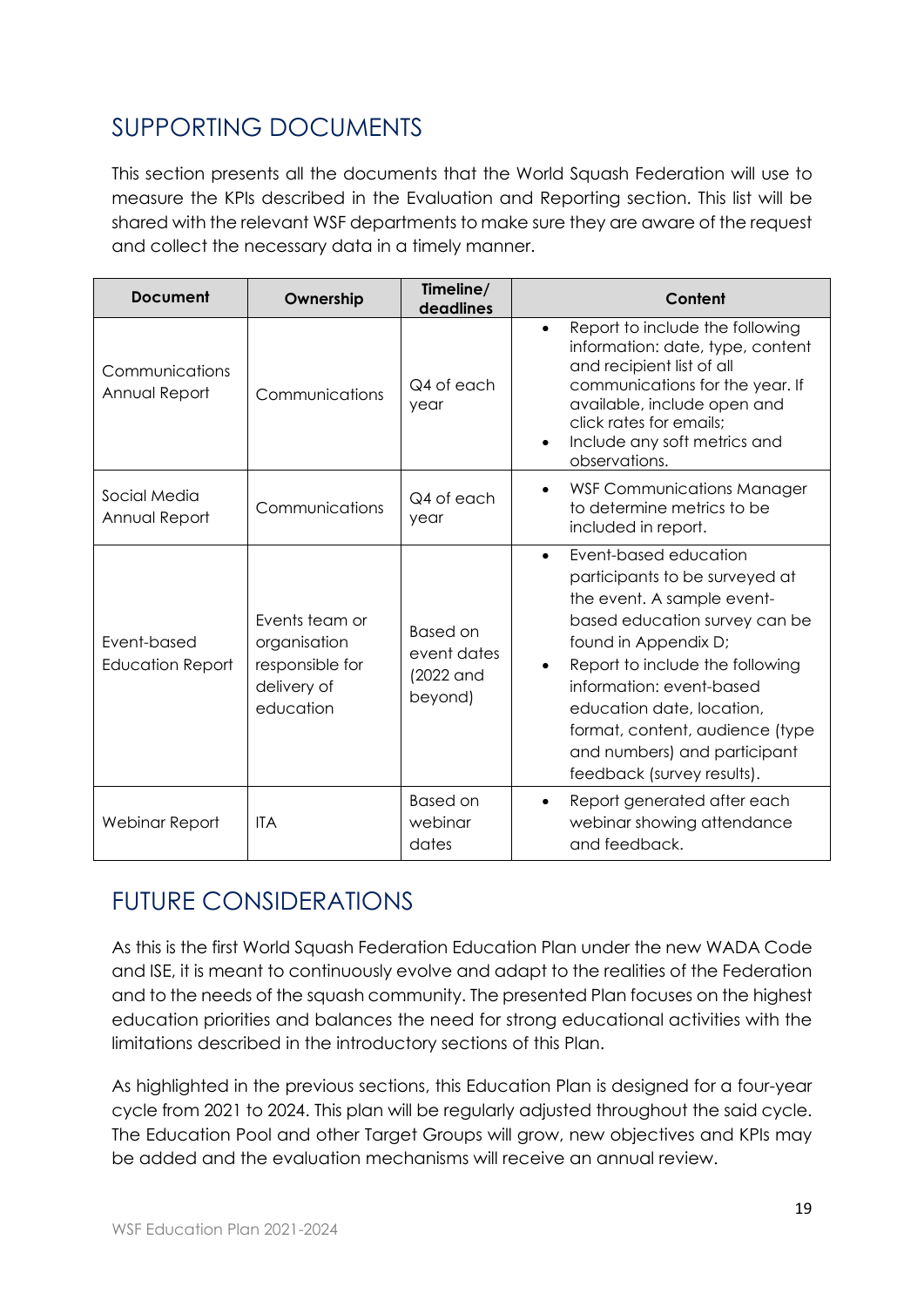## SUPPORTING DOCUMENTS

This section presents all the documents that the World Squash Federation will use to measure the KPIs described in the Evaluation and Reporting section. This list will be shared with the relevant WSF departments to make sure they are aware of the request and collect the necessary data in a timely manner.

| Document | Ownership | Timeline/ deadlines | Content |
|---|---|---|---|
| Communications Annual Report | Communications | Q4 of each year | • Report to include the following information: date, type, content and recipient list of all communications for the year. If available, include open and click rates for emails;<br>• Include any soft metrics and observations. |
| Social Media Annual Report | Communications | Q4 of each year | • WSF Communications Manager to determine metrics to be included in report. |
| Event-based Education Report | Events team or organisation responsible for delivery of education | Based on event dates (2022 and beyond) | • Event-based education participants to be surveyed at the event. A sample event-based education survey can be found in Appendix D;<br>• Report to include the following information: event-based education date, location, format, content, audience (type and numbers) and participant feedback (survey results). |
| Webinar Report | ITA | Based on webinar dates | • Report generated after each webinar showing attendance and feedback. |

## FUTURE CONSIDERATIONS

As this is the first World Squash Federation Education Plan under the new WADA Code and ISE, it is meant to continuously evolve and adapt to the realities of the Federation and to the needs of the squash community. The presented Plan focuses on the highest education priorities and balances the need for strong educational activities with the limitations described in the introductory sections of this Plan.

As highlighted in the previous sections, this Education Plan is designed for a four-year cycle from 2021 to 2024. This plan will be regularly adjusted throughout the said cycle. The Education Pool and other Target Groups will grow, new objectives and KPIs may be added and the evaluation mechanisms will receive an annual review.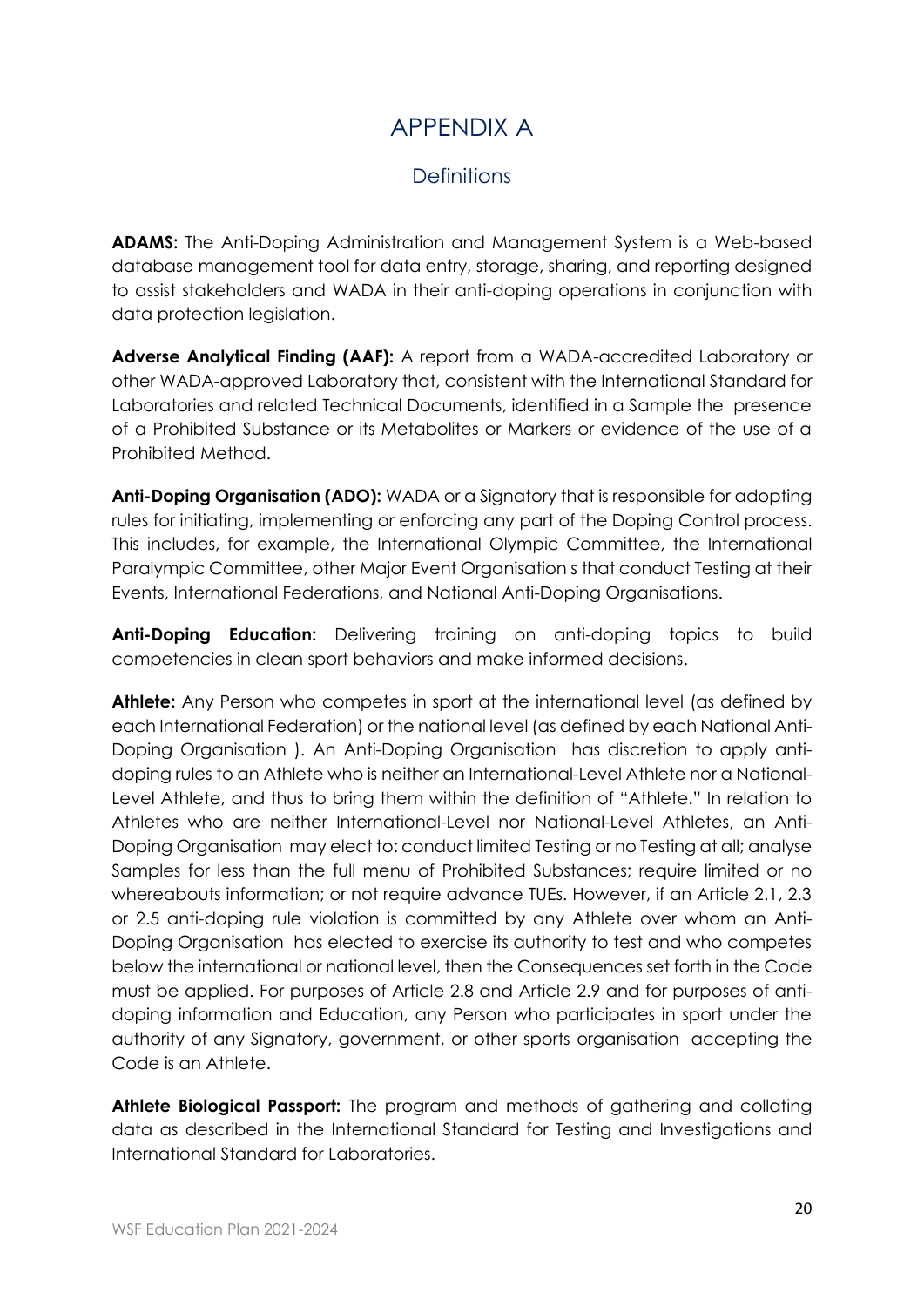# APPENDIX A

## Definitions

**ADAMS:** The Anti-Doping Administration and Management System is a Web-based database management tool for data entry, storage, sharing, and reporting designed to assist stakeholders and WADA in their anti-doping operations in conjunction with data protection legislation.

**Adverse Analytical Finding (AAF):** A report from a WADA-accredited Laboratory or other WADA-approved Laboratory that, consistent with the International Standard for Laboratories and related Technical Documents, identified in a Sample the presence of a Prohibited Substance or its Metabolites or Markers or evidence of the use of a Prohibited Method.

**Anti-Doping Organisation (ADO):** WADA or a Signatory that is responsible for adopting rules for initiating, implementing or enforcing any part of the Doping Control process. This includes, for example, the International Olympic Committee, the International Paralympic Committee, other Major Event Organisation s that conduct Testing at their Events, International Federations, and National Anti-Doping Organisations.

**Anti-Doping Education:** Delivering training on anti-doping topics to build competencies in clean sport behaviors and make informed decisions.

**Athlete:** Any Person who competes in sport at the international level (as defined by each International Federation) or the national level (as defined by each National Anti-Doping Organisation ). An Anti-Doping Organisation has discretion to apply anti-doping rules to an Athlete who is neither an International-Level Athlete nor a National-Level Athlete, and thus to bring them within the definition of "Athlete." In relation to Athletes who are neither International-Level nor National-Level Athletes, an Anti-Doping Organisation may elect to: conduct limited Testing or no Testing at all; analyse Samples for less than the full menu of Prohibited Substances; require limited or no whereabouts information; or not require advance TUEs. However, if an Article 2.1, 2.3 or 2.5 anti-doping rule violation is committed by any Athlete over whom an Anti-Doping Organisation has elected to exercise its authority to test and who competes below the international or national level, then the Consequences set forth in the Code must be applied. For purposes of Article 2.8 and Article 2.9 and for purposes of anti-doping information and Education, any Person who participates in sport under the authority of any Signatory, government, or other sports organisation accepting the Code is an Athlete.

**Athlete Biological Passport:** The program and methods of gathering and collating data as described in the International Standard for Testing and Investigations and International Standard for Laboratories.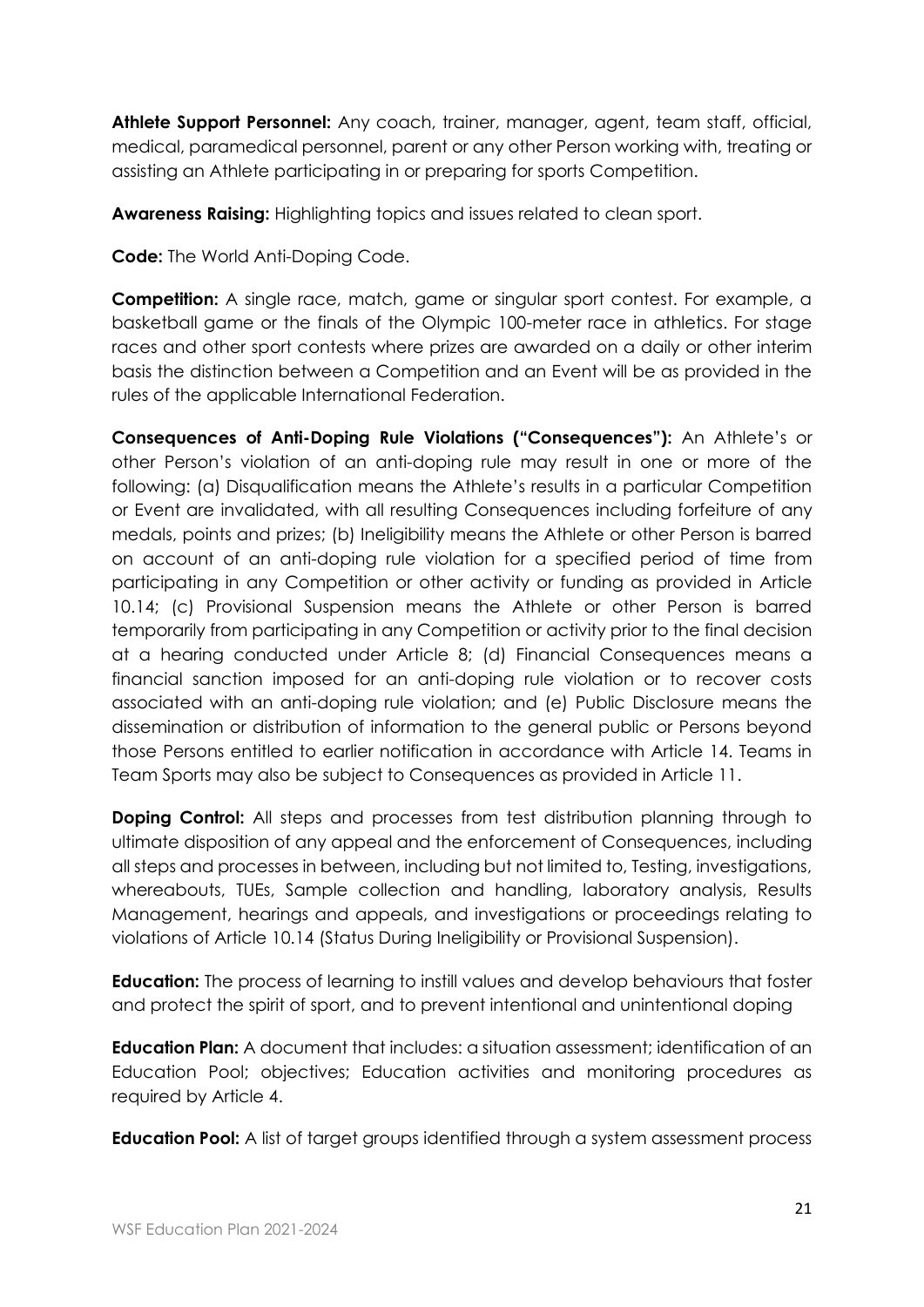**Athlete Support Personnel:** Any coach, trainer, manager, agent, team staff, official, medical, paramedical personnel, parent or any other Person working with, treating or assisting an Athlete participating in or preparing for sports Competition.

**Awareness Raising:** Highlighting topics and issues related to clean sport.

**Code:** The World Anti-Doping Code.

**Competition:** A single race, match, game or singular sport contest. For example, a basketball game or the finals of the Olympic 100-meter race in athletics. For stage races and other sport contests where prizes are awarded on a daily or other interim basis the distinction between a Competition and an Event will be as provided in the rules of the applicable International Federation.

**Consequences of Anti-Doping Rule Violations ("Consequences"):** An Athlete's or other Person's violation of an anti-doping rule may result in one or more of the following: (a) Disqualification means the Athlete's results in a particular Competition or Event are invalidated, with all resulting Consequences including forfeiture of any medals, points and prizes; (b) Ineligibility means the Athlete or other Person is barred on account of an anti-doping rule violation for a specified period of time from participating in any Competition or other activity or funding as provided in Article 10.14; (c) Provisional Suspension means the Athlete or other Person is barred temporarily from participating in any Competition or activity prior to the final decision at a hearing conducted under Article 8; (d) Financial Consequences means a financial sanction imposed for an anti-doping rule violation or to recover costs associated with an anti-doping rule violation; and (e) Public Disclosure means the dissemination or distribution of information to the general public or Persons beyond those Persons entitled to earlier notification in accordance with Article 14. Teams in Team Sports may also be subject to Consequences as provided in Article 11.

**Doping Control:** All steps and processes from test distribution planning through to ultimate disposition of any appeal and the enforcement of Consequences, including all steps and processes in between, including but not limited to, Testing, investigations, whereabouts, TUEs, Sample collection and handling, laboratory analysis, Results Management, hearings and appeals, and investigations or proceedings relating to violations of Article 10.14 (Status During Ineligibility or Provisional Suspension).

**Education:** The process of learning to instill values and develop behaviours that foster and protect the spirit of sport, and to prevent intentional and unintentional doping

**Education Plan:** A document that includes: a situation assessment; identification of an Education Pool; objectives; Education activities and monitoring procedures as required by Article 4.

**Education Pool:** A list of target groups identified through a system assessment process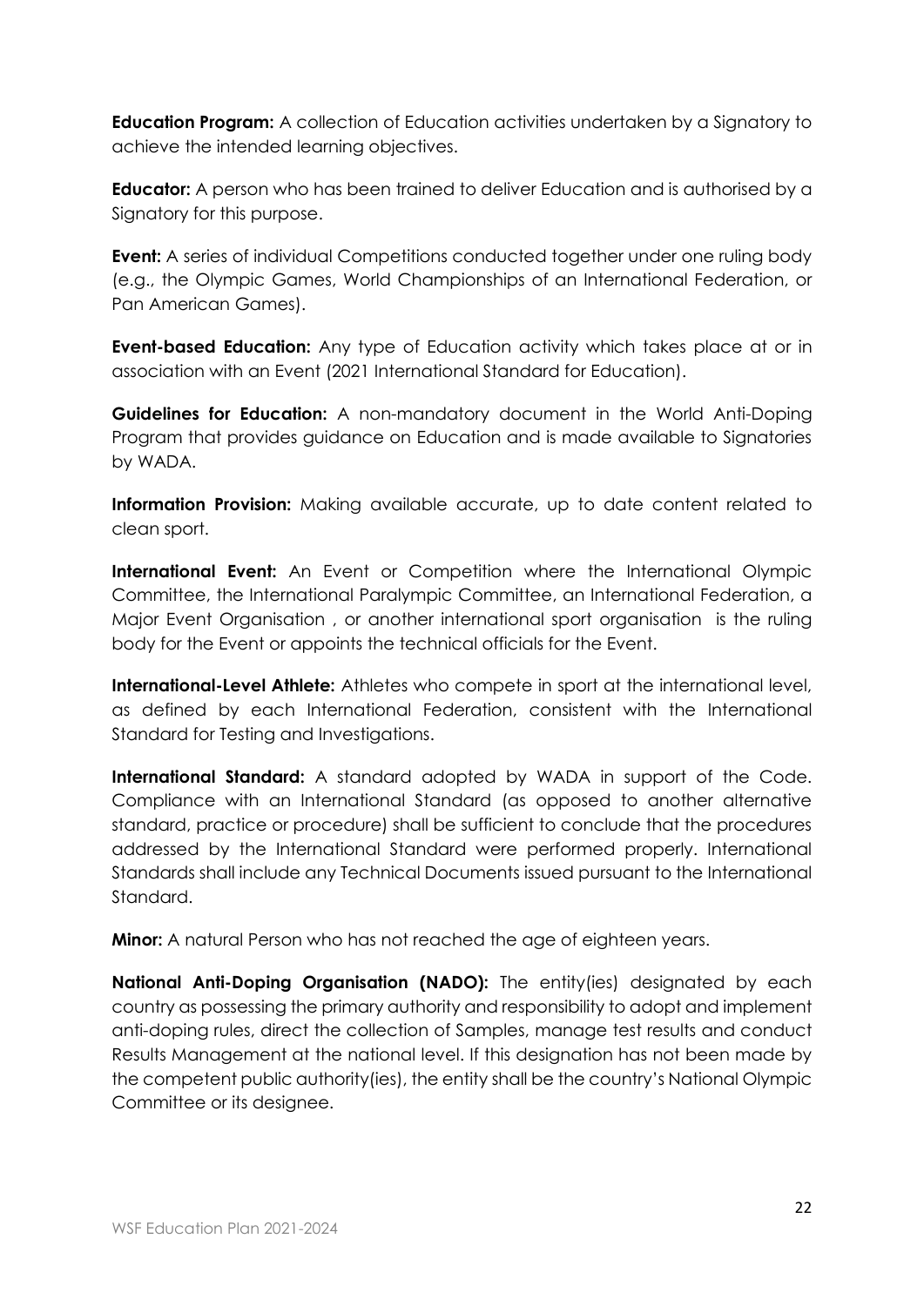**Education Program:** A collection of Education activities undertaken by a Signatory to achieve the intended learning objectives.

**Educator:** A person who has been trained to deliver Education and is authorised by a Signatory for this purpose.

**Event:** A series of individual Competitions conducted together under one ruling body (e.g., the Olympic Games, World Championships of an International Federation, or Pan American Games).

**Event-based Education:** Any type of Education activity which takes place at or in association with an Event (2021 International Standard for Education).

**Guidelines for Education:** A non-mandatory document in the World Anti-Doping Program that provides guidance on Education and is made available to Signatories by WADA.

**Information Provision:** Making available accurate, up to date content related to clean sport.

**International Event:** An Event or Competition where the International Olympic Committee, the International Paralympic Committee, an International Federation, a Major Event Organisation , or another international sport organisation is the ruling body for the Event or appoints the technical officials for the Event.

**International-Level Athlete:** Athletes who compete in sport at the international level, as defined by each International Federation, consistent with the International Standard for Testing and Investigations.

**International Standard:** A standard adopted by WADA in support of the Code. Compliance with an International Standard (as opposed to another alternative standard, practice or procedure) shall be sufficient to conclude that the procedures addressed by the International Standard were performed properly. International Standards shall include any Technical Documents issued pursuant to the International Standard.

**Minor:** A natural Person who has not reached the age of eighteen years.

**National Anti-Doping Organisation (NADO):** The entity(ies) designated by each country as possessing the primary authority and responsibility to adopt and implement anti-doping rules, direct the collection of Samples, manage test results and conduct Results Management at the national level. If this designation has not been made by the competent public authority(ies), the entity shall be the country's National Olympic Committee or its designee.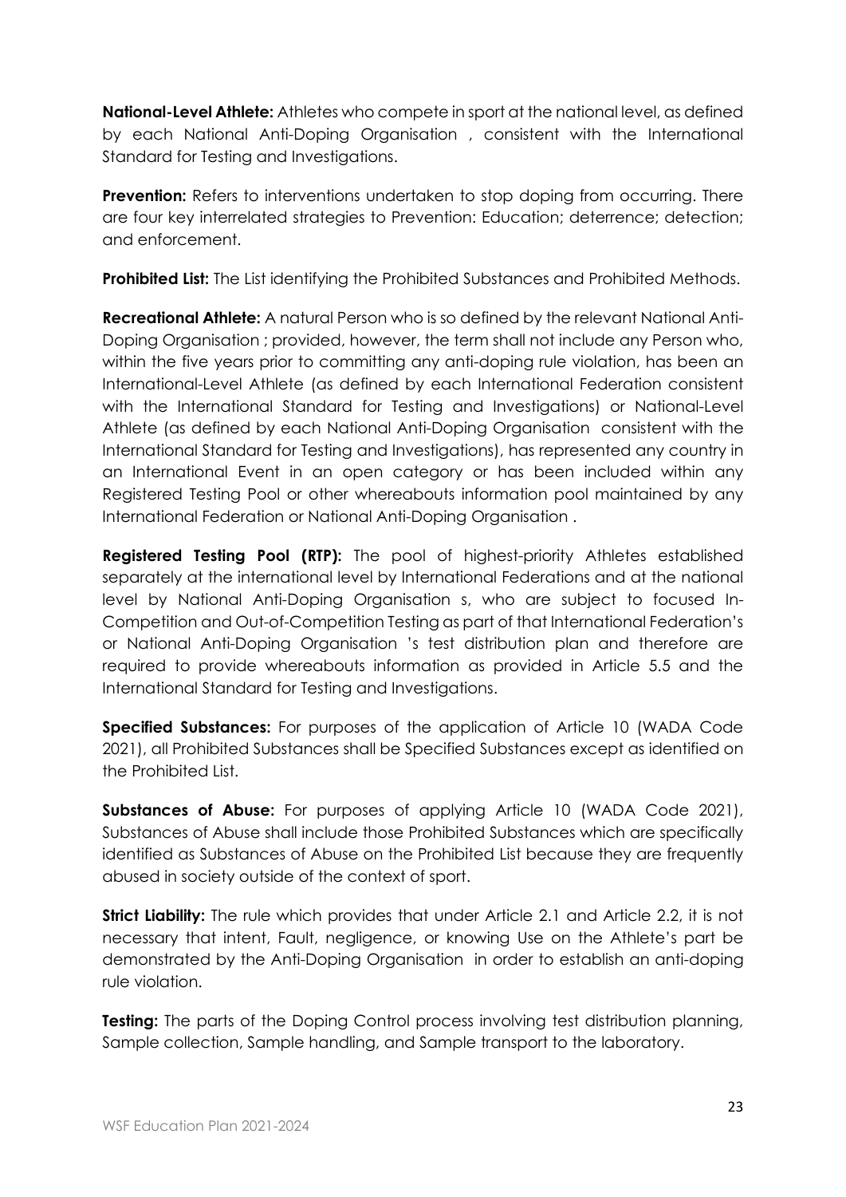**National-Level Athlete:** Athletes who compete in sport at the national level, as defined by each National Anti-Doping Organisation , consistent with the International Standard for Testing and Investigations.

**Prevention:** Refers to interventions undertaken to stop doping from occurring. There are four key interrelated strategies to Prevention: Education; deterrence; detection; and enforcement.

**Prohibited List:** The List identifying the Prohibited Substances and Prohibited Methods.

**Recreational Athlete:** A natural Person who is so defined by the relevant National Anti-Doping Organisation ; provided, however, the term shall not include any Person who, within the five years prior to committing any anti-doping rule violation, has been an International-Level Athlete (as defined by each International Federation consistent with the International Standard for Testing and Investigations) or National-Level Athlete (as defined by each National Anti-Doping Organisation consistent with the International Standard for Testing and Investigations), has represented any country in an International Event in an open category or has been included within any Registered Testing Pool or other whereabouts information pool maintained by any International Federation or National Anti-Doping Organisation .

**Registered Testing Pool (RTP):** The pool of highest-priority Athletes established separately at the international level by International Federations and at the national level by National Anti-Doping Organisation s, who are subject to focused In-Competition and Out-of-Competition Testing as part of that International Federation's or National Anti-Doping Organisation 's test distribution plan and therefore are required to provide whereabouts information as provided in Article 5.5 and the International Standard for Testing and Investigations.

**Specified Substances:** For purposes of the application of Article 10 (WADA Code 2021), all Prohibited Substances shall be Specified Substances except as identified on the Prohibited List.

**Substances of Abuse:** For purposes of applying Article 10 (WADA Code 2021), Substances of Abuse shall include those Prohibited Substances which are specifically identified as Substances of Abuse on the Prohibited List because they are frequently abused in society outside of the context of sport.

**Strict Liability:** The rule which provides that under Article 2.1 and Article 2.2, it is not necessary that intent, Fault, negligence, or knowing Use on the Athlete's part be demonstrated by the Anti-Doping Organisation in order to establish an anti-doping rule violation.

**Testing:** The parts of the Doping Control process involving test distribution planning, Sample collection, Sample handling, and Sample transport to the laboratory.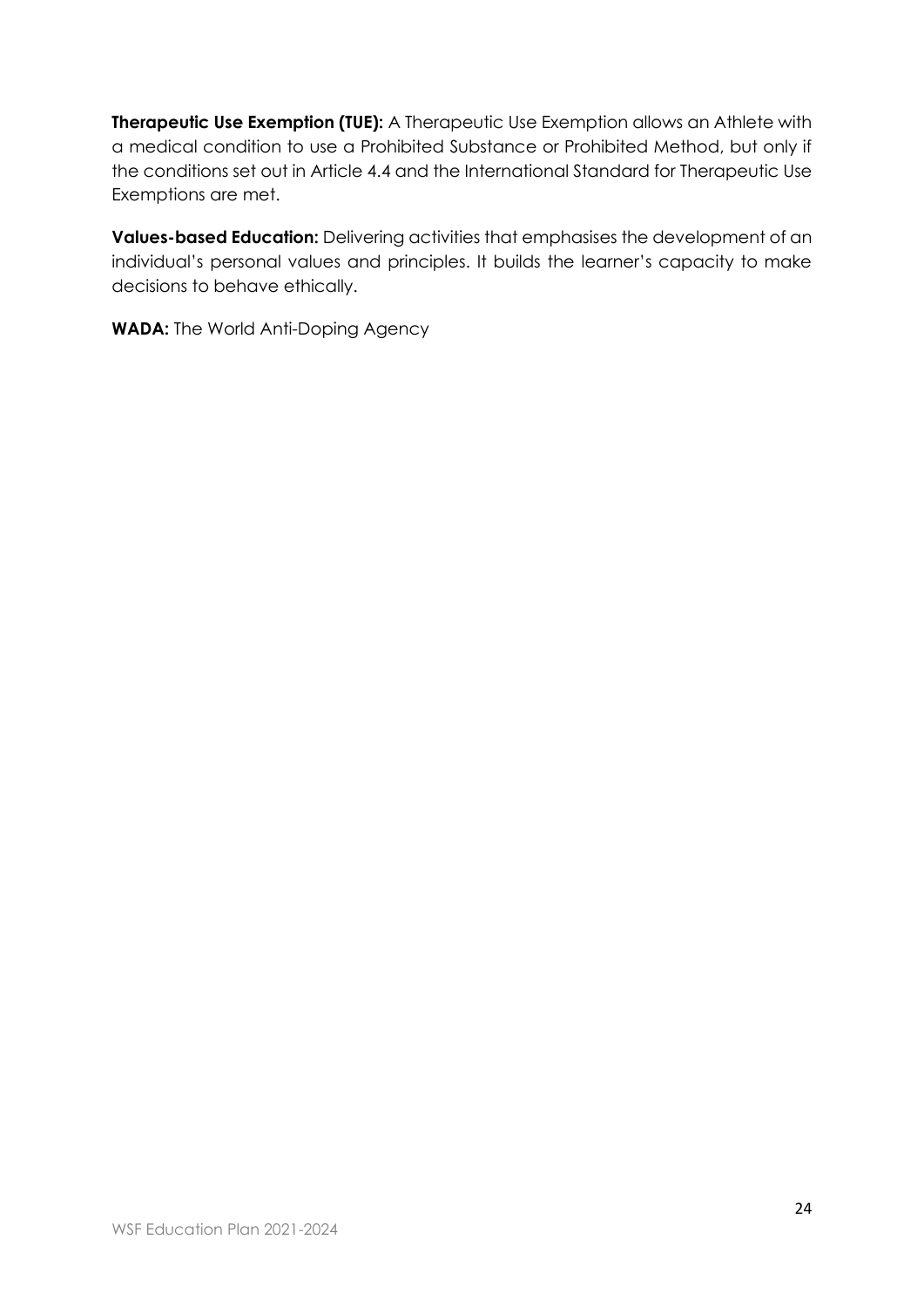**Therapeutic Use Exemption (TUE):** A Therapeutic Use Exemption allows an Athlete with a medical condition to use a Prohibited Substance or Prohibited Method, but only if the conditions set out in Article 4.4 and the International Standard for Therapeutic Use Exemptions are met.

**Values-based Education:** Delivering activities that emphasises the development of an individual's personal values and principles. It builds the learner's capacity to make decisions to behave ethically.

**WADA:** The World Anti-Doping Agency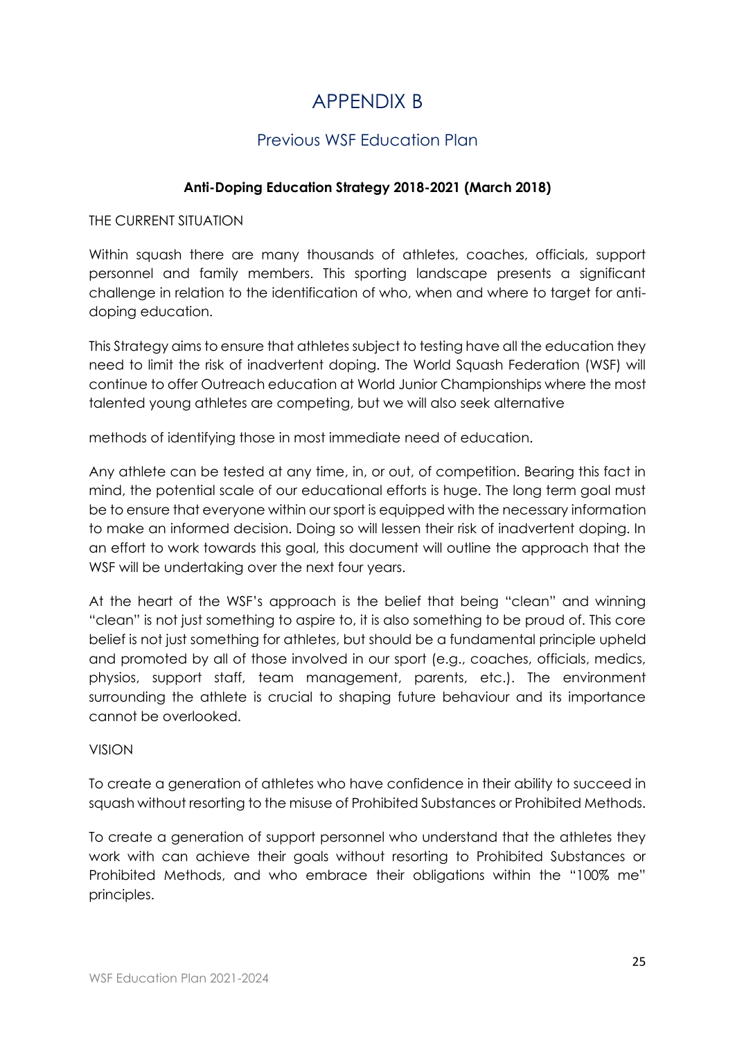# APPENDIX B

## Previous WSF Education Plan

**Anti-Doping Education Strategy 2018-2021 (March 2018)**

THE CURRENT SITUATION

Within squash there are many thousands of athletes, coaches, officials, support personnel and family members. This sporting landscape presents a significant challenge in relation to the identification of who, when and where to target for anti-doping education.

This Strategy aims to ensure that athletes subject to testing have all the education they need to limit the risk of inadvertent doping. The World Squash Federation (WSF) will continue to offer Outreach education at World Junior Championships where the most talented young athletes are competing, but we will also seek alternative methods of identifying those in most immediate need of education.

Any athlete can be tested at any time, in, or out, of competition. Bearing this fact in mind, the potential scale of our educational efforts is huge. The long term goal must be to ensure that everyone within our sport is equipped with the necessary information to make an informed decision. Doing so will lessen their risk of inadvertent doping. In an effort to work towards this goal, this document will outline the approach that the WSF will be undertaking over the next four years.

At the heart of the WSF's approach is the belief that being "clean" and winning "clean" is not just something to aspire to, it is also something to be proud of. This core belief is not just something for athletes, but should be a fundamental principle upheld and promoted by all of those involved in our sport (e.g., coaches, officials, medics, physios, support staff, team management, parents, etc.). The environment surrounding the athlete is crucial to shaping future behaviour and its importance cannot be overlooked.

VISION

To create a generation of athletes who have confidence in their ability to succeed in squash without resorting to the misuse of Prohibited Substances or Prohibited Methods.

To create a generation of support personnel who understand that the athletes they work with can achieve their goals without resorting to Prohibited Substances or Prohibited Methods, and who embrace their obligations within the "100% me" principles.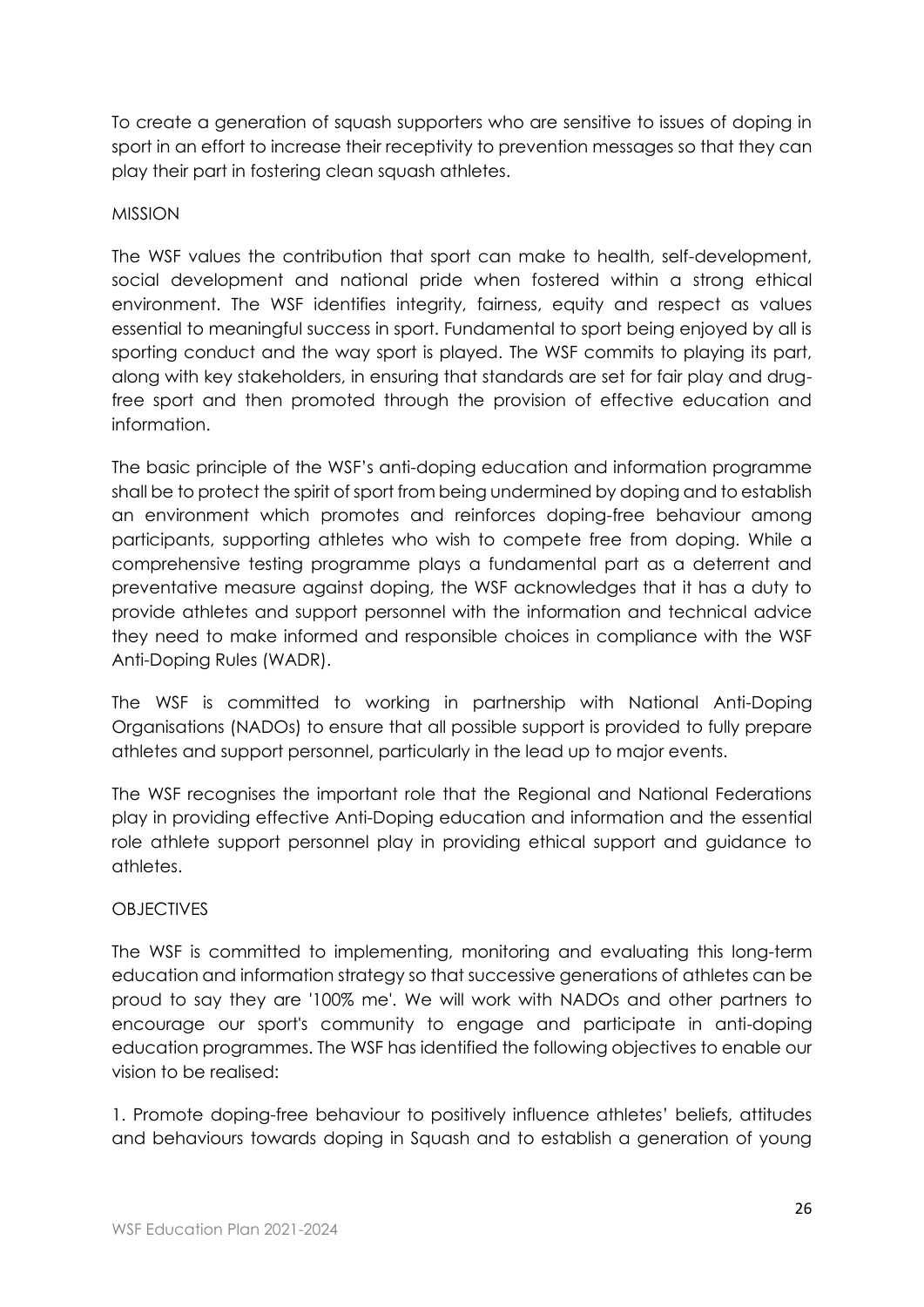To create a generation of squash supporters who are sensitive to issues of doping in sport in an effort to increase their receptivity to prevention messages so that they can play their part in fostering clean squash athletes.

## MISSION

The WSF values the contribution that sport can make to health, self-development, social development and national pride when fostered within a strong ethical environment. The WSF identifies integrity, fairness, equity and respect as values essential to meaningful success in sport. Fundamental to sport being enjoyed by all is sporting conduct and the way sport is played. The WSF commits to playing its part, along with key stakeholders, in ensuring that standards are set for fair play and drug-free sport and then promoted through the provision of effective education and information.

The basic principle of the WSF's anti-doping education and information programme shall be to protect the spirit of sport from being undermined by doping and to establish an environment which promotes and reinforces doping-free behaviour among participants, supporting athletes who wish to compete free from doping. While a comprehensive testing programme plays a fundamental part as a deterrent and preventative measure against doping, the WSF acknowledges that it has a duty to provide athletes and support personnel with the information and technical advice they need to make informed and responsible choices in compliance with the WSF Anti-Doping Rules (WADR).

The WSF is committed to working in partnership with National Anti-Doping Organisations (NADOs) to ensure that all possible support is provided to fully prepare athletes and support personnel, particularly in the lead up to major events.

The WSF recognises the important role that the Regional and National Federations play in providing effective Anti-Doping education and information and the essential role athlete support personnel play in providing ethical support and guidance to athletes.

## OBJECTIVES

The WSF is committed to implementing, monitoring and evaluating this long-term education and information strategy so that successive generations of athletes can be proud to say they are '100% me'. We will work with NADOs and other partners to encourage our sport's community to engage and participate in anti-doping education programmes. The WSF has identified the following objectives to enable our vision to be realised:

1. Promote doping-free behaviour to positively influence athletes' beliefs, attitudes and behaviours towards doping in Squash and to establish a generation of young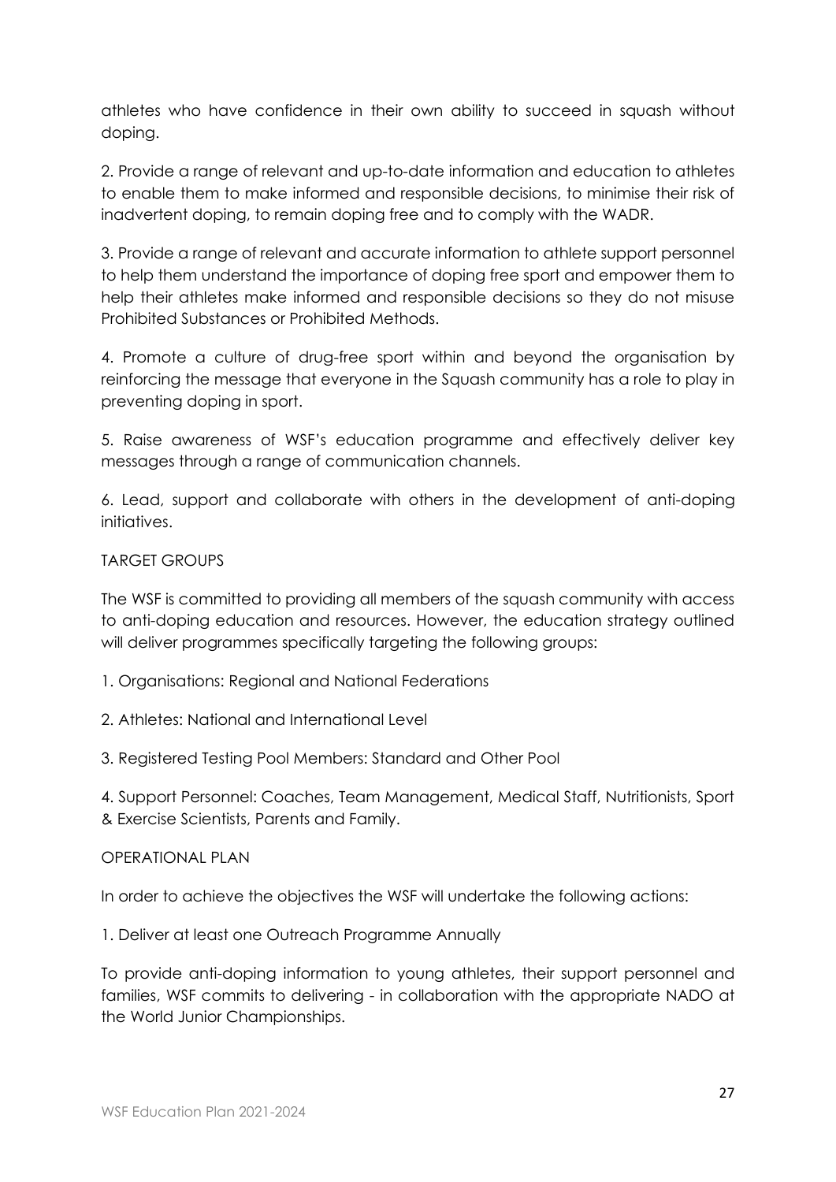athletes who have confidence in their own ability to succeed in squash without doping.

2. Provide a range of relevant and up-to-date information and education to athletes to enable them to make informed and responsible decisions, to minimise their risk of inadvertent doping, to remain doping free and to comply with the WADR.

3. Provide a range of relevant and accurate information to athlete support personnel to help them understand the importance of doping free sport and empower them to help their athletes make informed and responsible decisions so they do not misuse Prohibited Substances or Prohibited Methods.

4. Promote a culture of drug-free sport within and beyond the organisation by reinforcing the message that everyone in the Squash community has a role to play in preventing doping in sport.

5. Raise awareness of WSF's education programme and effectively deliver key messages through a range of communication channels.

6. Lead, support and collaborate with others in the development of anti-doping initiatives.

## TARGET GROUPS

The WSF is committed to providing all members of the squash community with access to anti-doping education and resources. However, the education strategy outlined will deliver programmes specifically targeting the following groups:

1. Organisations: Regional and National Federations

2. Athletes: National and International Level

3. Registered Testing Pool Members: Standard and Other Pool

4. Support Personnel: Coaches, Team Management, Medical Staff, Nutritionists, Sport & Exercise Scientists, Parents and Family.

## OPERATIONAL PLAN

In order to achieve the objectives the WSF will undertake the following actions:

1. Deliver at least one Outreach Programme Annually

To provide anti-doping information to young athletes, their support personnel and families, WSF commits to delivering - in collaboration with the appropriate NADO at the World Junior Championships.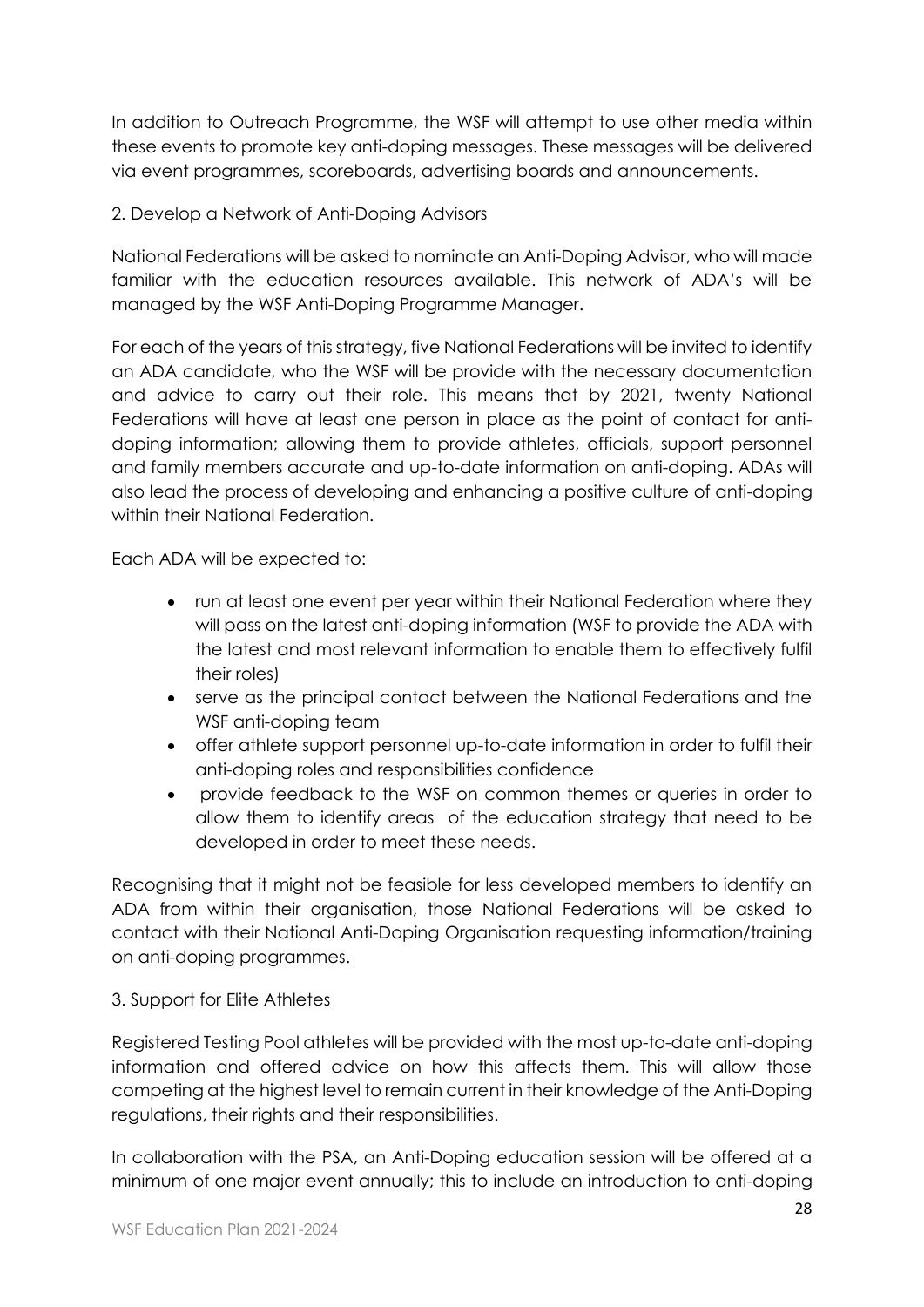In addition to Outreach Programme, the WSF will attempt to use other media within these events to promote key anti-doping messages. These messages will be delivered via event programmes, scoreboards, advertising boards and announcements.

2. Develop a Network of Anti-Doping Advisors

National Federations will be asked to nominate an Anti-Doping Advisor, who will made familiar with the education resources available. This network of ADA's will be managed by the WSF Anti-Doping Programme Manager.

For each of the years of this strategy, five National Federations will be invited to identify an ADA candidate, who the WSF will be provide with the necessary documentation and advice to carry out their role. This means that by 2021, twenty National Federations will have at least one person in place as the point of contact for anti-doping information; allowing them to provide athletes, officials, support personnel and family members accurate and up-to-date information on anti-doping. ADAs will also lead the process of developing and enhancing a positive culture of anti-doping within their National Federation.

Each ADA will be expected to:

- run at least one event per year within their National Federation where they will pass on the latest anti-doping information (WSF to provide the ADA with the latest and most relevant information to enable them to effectively fulfil their roles)
- serve as the principal contact between the National Federations and the WSF anti-doping team
- offer athlete support personnel up-to-date information in order to fulfil their anti-doping roles and responsibilities confidence
- provide feedback to the WSF on common themes or queries in order to allow them to identify areas of the education strategy that need to be developed in order to meet these needs.

Recognising that it might not be feasible for less developed members to identify an ADA from within their organisation, those National Federations will be asked to contact with their National Anti-Doping Organisation requesting information/training on anti-doping programmes.

3. Support for Elite Athletes

Registered Testing Pool athletes will be provided with the most up-to-date anti-doping information and offered advice on how this affects them. This will allow those competing at the highest level to remain current in their knowledge of the Anti-Doping regulations, their rights and their responsibilities.

In collaboration with the PSA, an Anti-Doping education session will be offered at a minimum of one major event annually; this to include an introduction to anti-doping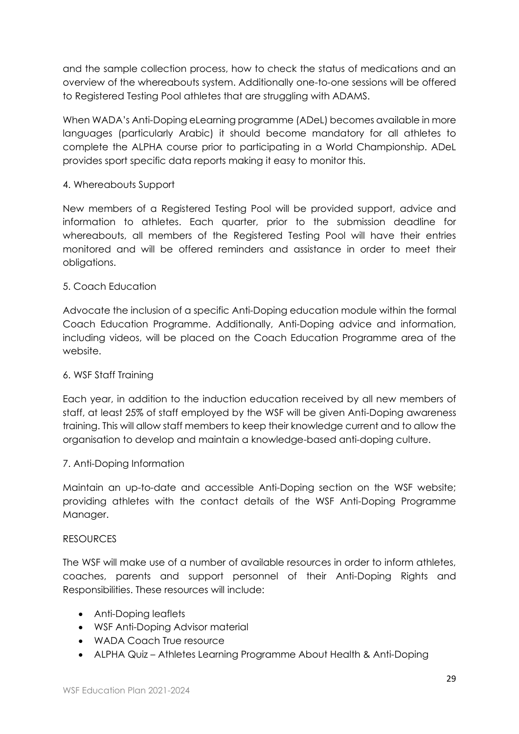and the sample collection process, how to check the status of medications and an overview of the whereabouts system. Additionally one-to-one sessions will be offered to Registered Testing Pool athletes that are struggling with ADAMS.

When WADA's Anti-Doping eLearning programme (ADeL) becomes available in more languages (particularly Arabic) it should become mandatory for all athletes to complete the ALPHA course prior to participating in a World Championship. ADeL provides sport specific data reports making it easy to monitor this.

4. Whereabouts Support

New members of a Registered Testing Pool will be provided support, advice and information to athletes. Each quarter, prior to the submission deadline for whereabouts, all members of the Registered Testing Pool will have their entries monitored and will be offered reminders and assistance in order to meet their obligations.

5. Coach Education

Advocate the inclusion of a specific Anti-Doping education module within the formal Coach Education Programme. Additionally, Anti-Doping advice and information, including videos, will be placed on the Coach Education Programme area of the website.

6. WSF Staff Training

Each year, in addition to the induction education received by all new members of staff, at least 25% of staff employed by the WSF will be given Anti-Doping awareness training. This will allow staff members to keep their knowledge current and to allow the organisation to develop and maintain a knowledge-based anti-doping culture.

7. Anti-Doping Information

Maintain an up-to-date and accessible Anti-Doping section on the WSF website; providing athletes with the contact details of the WSF Anti-Doping Programme Manager.

RESOURCES

The WSF will make use of a number of available resources in order to inform athletes, coaches, parents and support personnel of their Anti-Doping Rights and Responsibilities. These resources will include:

- Anti-Doping leaflets
- WSF Anti-Doping Advisor material
- WADA Coach True resource
- ALPHA Quiz – Athletes Learning Programme About Health & Anti-Doping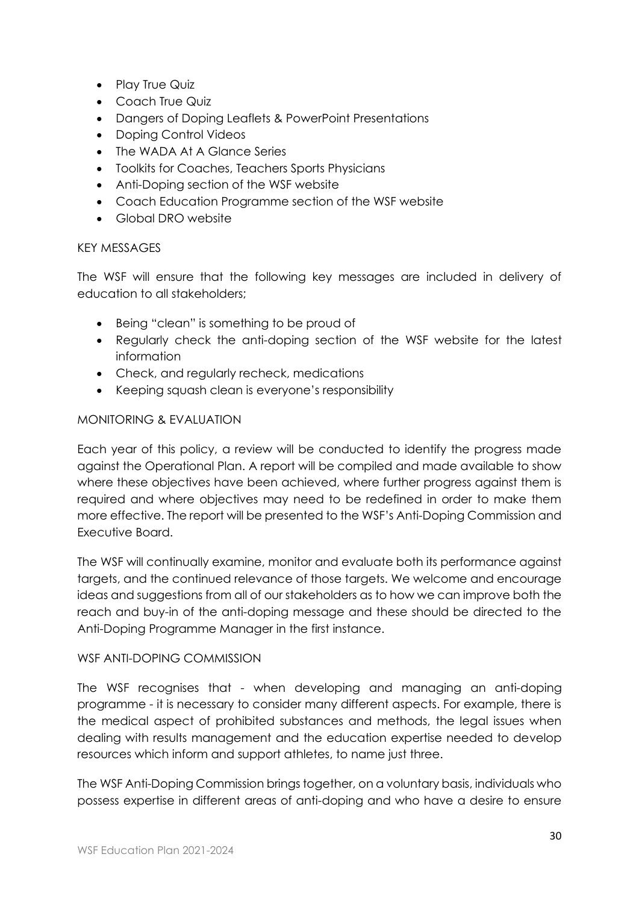- Play True Quiz
- Coach True Quiz
- Dangers of Doping Leaflets & PowerPoint Presentations
- Doping Control Videos
- The WADA At A Glance Series
- Toolkits for Coaches, Teachers Sports Physicians
- Anti-Doping section of the WSF website
- Coach Education Programme section of the WSF website
- Global DRO website

## KEY MESSAGES

The WSF will ensure that the following key messages are included in delivery of education to all stakeholders;

- Being "clean" is something to be proud of
- Regularly check the anti-doping section of the WSF website for the latest information
- Check, and regularly recheck, medications
- Keeping squash clean is everyone's responsibility

## MONITORING & EVALUATION

Each year of this policy, a review will be conducted to identify the progress made against the Operational Plan. A report will be compiled and made available to show where these objectives have been achieved, where further progress against them is required and where objectives may need to be redefined in order to make them more effective. The report will be presented to the WSF's Anti-Doping Commission and Executive Board.

The WSF will continually examine, monitor and evaluate both its performance against targets, and the continued relevance of those targets. We welcome and encourage ideas and suggestions from all of our stakeholders as to how we can improve both the reach and buy-in of the anti-doping message and these should be directed to the Anti-Doping Programme Manager in the first instance.

## WSF ANTI-DOPING COMMISSION

The WSF recognises that - when developing and managing an anti-doping programme - it is necessary to consider many different aspects. For example, there is the medical aspect of prohibited substances and methods, the legal issues when dealing with results management and the education expertise needed to develop resources which inform and support athletes, to name just three.

The WSF Anti-Doping Commission brings together, on a voluntary basis, individuals who possess expertise in different areas of anti-doping and who have a desire to ensure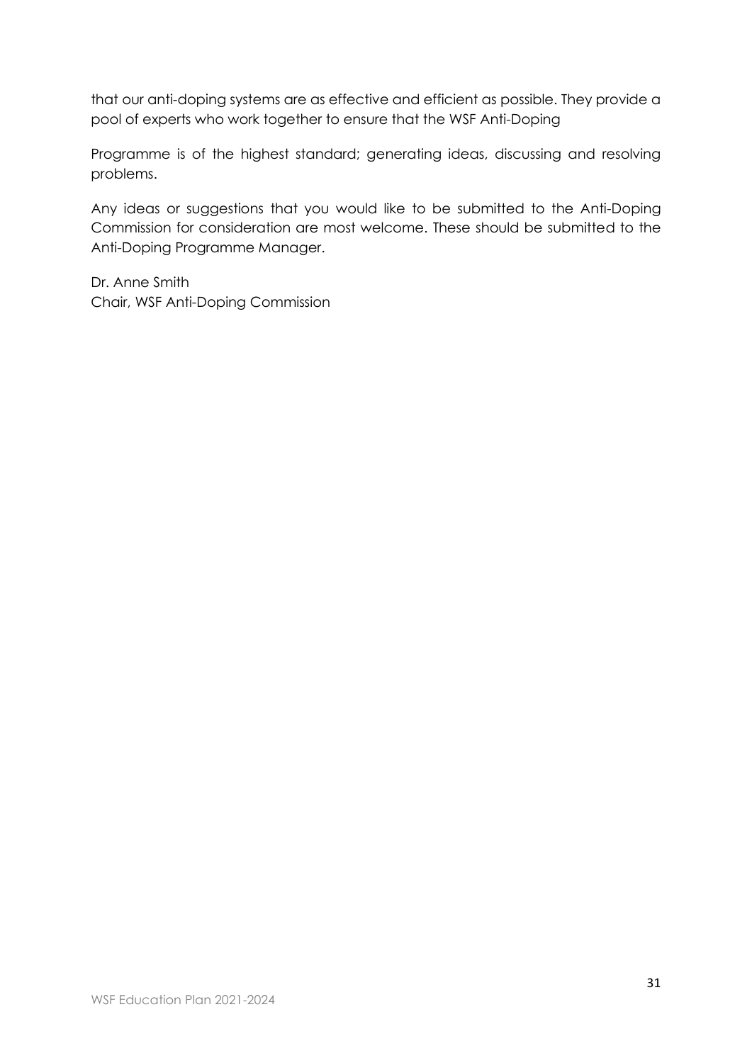that our anti-doping systems are as effective and efficient as possible. They provide a pool of experts who work together to ensure that the WSF Anti-Doping

Programme is of the highest standard; generating ideas, discussing and resolving problems.

Any ideas or suggestions that you would like to be submitted to the Anti-Doping Commission for consideration are most welcome. These should be submitted to the Anti-Doping Programme Manager.

Dr. Anne Smith
Chair, WSF Anti-Doping Commission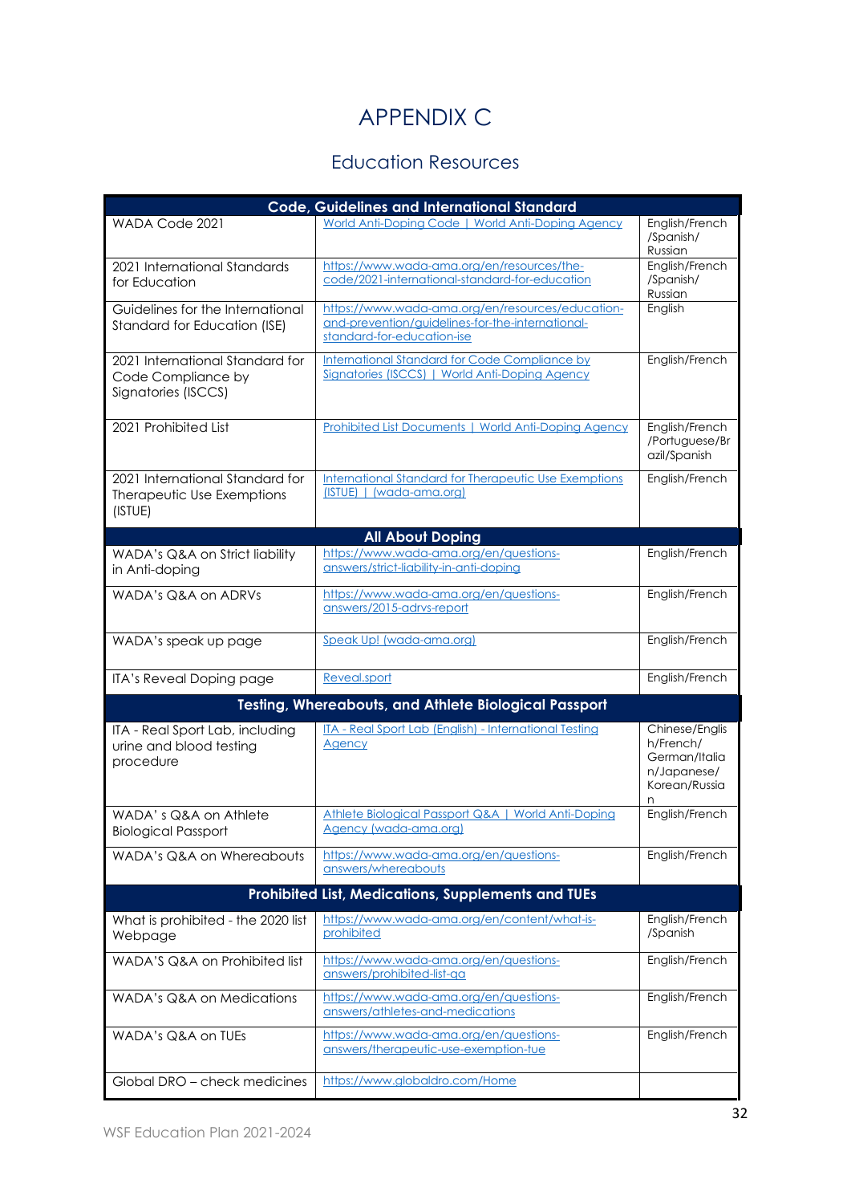# APPENDIX C

## Education Resources

| Code, Guidelines and International Standard | | |
|---|---|---|
| WADA Code 2021 | World Anti-Doping Code \| World Anti-Doping Agency | English/French /Spanish/ Russian |
| 2021 International Standards for Education | https://www.wada-ama.org/en/resources/the-code/2021-international-standard-for-education | English/French /Spanish/ Russian |
| Guidelines for the International Standard for Education (ISE) | https://www.wada-ama.org/en/resources/education-and-prevention/guidelines-for-the-international-standard-for-education-ise | English |
| 2021 International Standard for Code Compliance by Signatories (ISCCS) | International Standard for Code Compliance by Signatories (ISCCS) \| World Anti-Doping Agency | English/French |
| 2021 Prohibited List | Prohibited List Documents \| World Anti-Doping Agency | English/French /Portuguese/Brazil/Spanish |
| 2021 International Standard for Therapeutic Use Exemptions (ISTUE) | International Standard for Therapeutic Use Exemptions (ISTUE) \| (wada-ama.org) | English/French |
| **All About Doping** | | |
| WADA's Q&A on Strict liability in Anti-doping | https://www.wada-ama.org/en/questions-answers/strict-liability-in-anti-doping | English/French |
| WADA's Q&A on ADRVs | https://www.wada-ama.org/en/questions-answers/2015-adrvs-report | English/French |
| WADA's speak up page | Speak Up! (wada-ama.org) | English/French |
| ITA's Reveal Doping page | Reveal.sport | English/French |
| **Testing, Whereabouts, and Athlete Biological Passport** | | |
| ITA - Real Sport Lab, including urine and blood testing procedure | ITA - Real Sport Lab (English) - International Testing Agency | Chinese/English/French/ German/Italian/Japanese/ Korean/Russian |
| WADA' s Q&A on Athlete Biological Passport | Athlete Biological Passport Q&A \| World Anti-Doping Agency (wada-ama.org) | English/French |
| WADA's Q&A on Whereabouts | https://www.wada-ama.org/en/questions-answers/whereabouts | English/French |
| **Prohibited List, Medications, Supplements and TUEs** | | |
| What is prohibited - the 2020 list Webpage | https://www.wada-ama.org/en/content/what-is-prohibited | English/French /Spanish |
| WADA'S Q&A on Prohibited list | https://www.wada-ama.org/en/questions-answers/prohibited-list-qa | English/French |
| WADA's Q&A on Medications | https://www.wada-ama.org/en/questions-answers/athletes-and-medications | English/French |
| WADA's Q&A on TUEs | https://www.wada-ama.org/en/questions-answers/therapeutic-use-exemption-tue | English/French |
| Global DRO – check medicines | https://www.globaldro.com/Home | |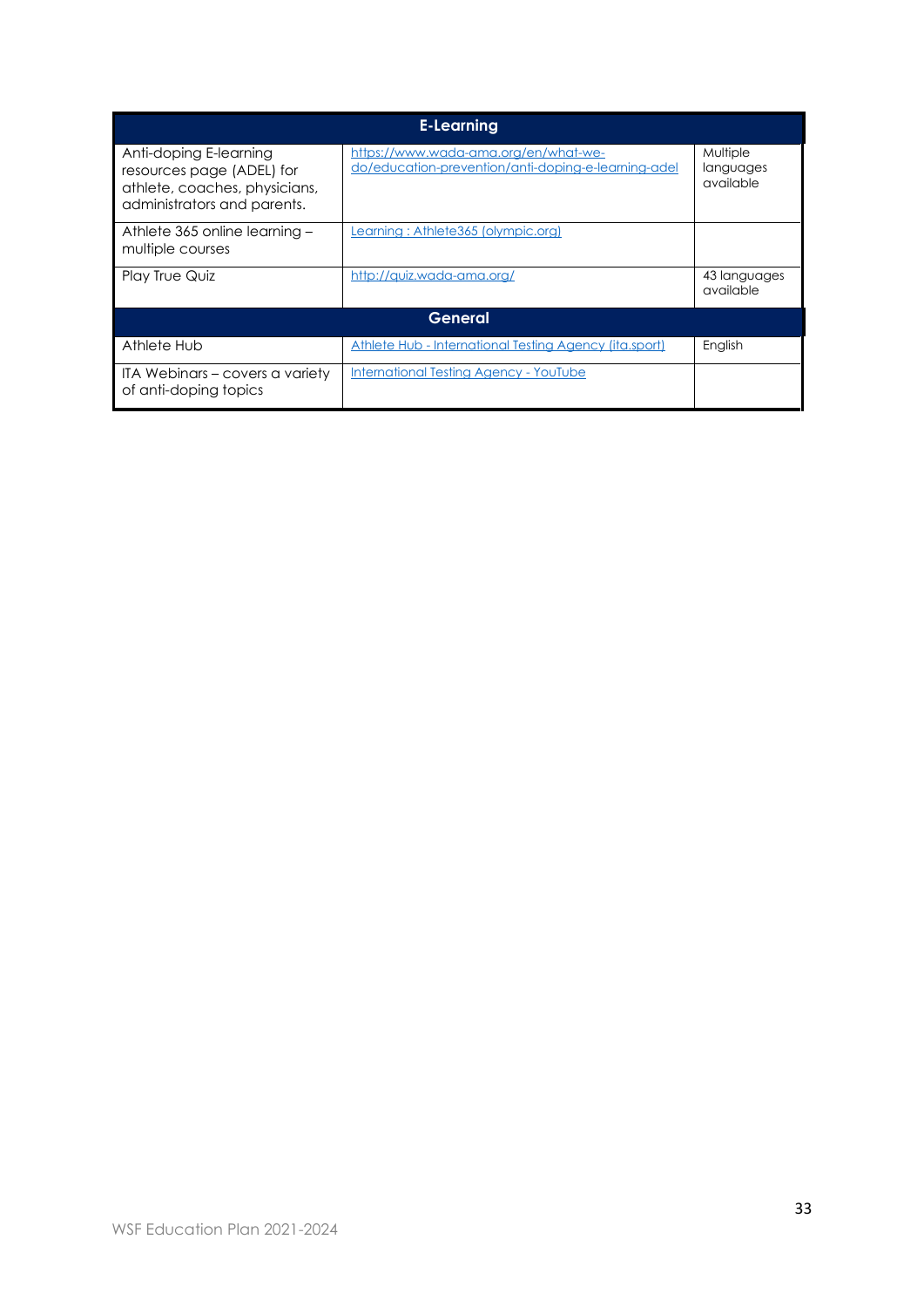| E-Learning | | |
|---|---|---|
| Anti-doping E-learning resources page (ADEL) for athlete, coaches, physicians, administrators and parents. | https://www.wada-ama.org/en/what-we-do/education-prevention/anti-doping-e-learning-adel | Multiple languages available |
| Athlete 365 online learning – multiple courses | Learning : Athlete365 (olympic.org) | |
| Play True Quiz | http://quiz.wada-ama.org/ | 43 languages available |
| **General** | | |
| Athlete Hub | Athlete Hub - International Testing Agency (ita.sport) | English |
| ITA Webinars – covers a variety of anti-doping topics | International Testing Agency - YouTube | |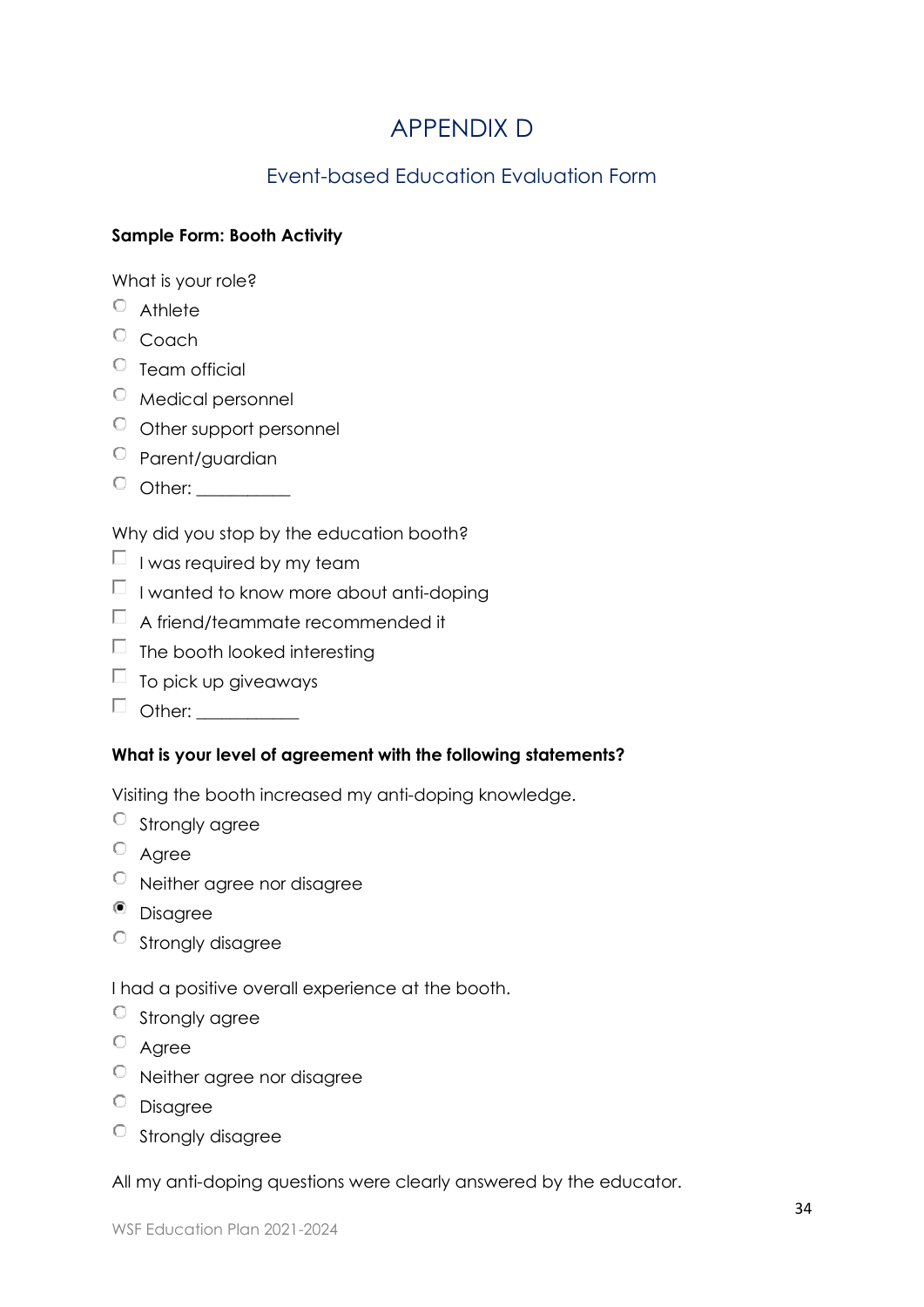# APPENDIX D

## Event-based Education Evaluation Form

**Sample Form: Booth Activity**

What is your role?

- ○ Athlete
- ○ Coach
- ○ Team official
- ○ Medical personnel
- ○ Other support personnel
- ○ Parent/guardian
- ○ Other: __________

Why did you stop by the education booth?

- ☐ I was required by my team
- ☐ I wanted to know more about anti-doping
- ☐ A friend/teammate recommended it
- ☐ The booth looked interesting
- ☐ To pick up giveaways
- ☐ Other: ___________

**What is your level of agreement with the following statements?**

Visiting the booth increased my anti-doping knowledge.

- ○ Strongly agree
- ○ Agree
- ○ Neither agree nor disagree
- ◉ Disagree
- ○ Strongly disagree

I had a positive overall experience at the booth.

- ○ Strongly agree
- ○ Agree
- ○ Neither agree nor disagree
- ○ Disagree
- ○ Strongly disagree

All my anti-doping questions were clearly answered by the educator.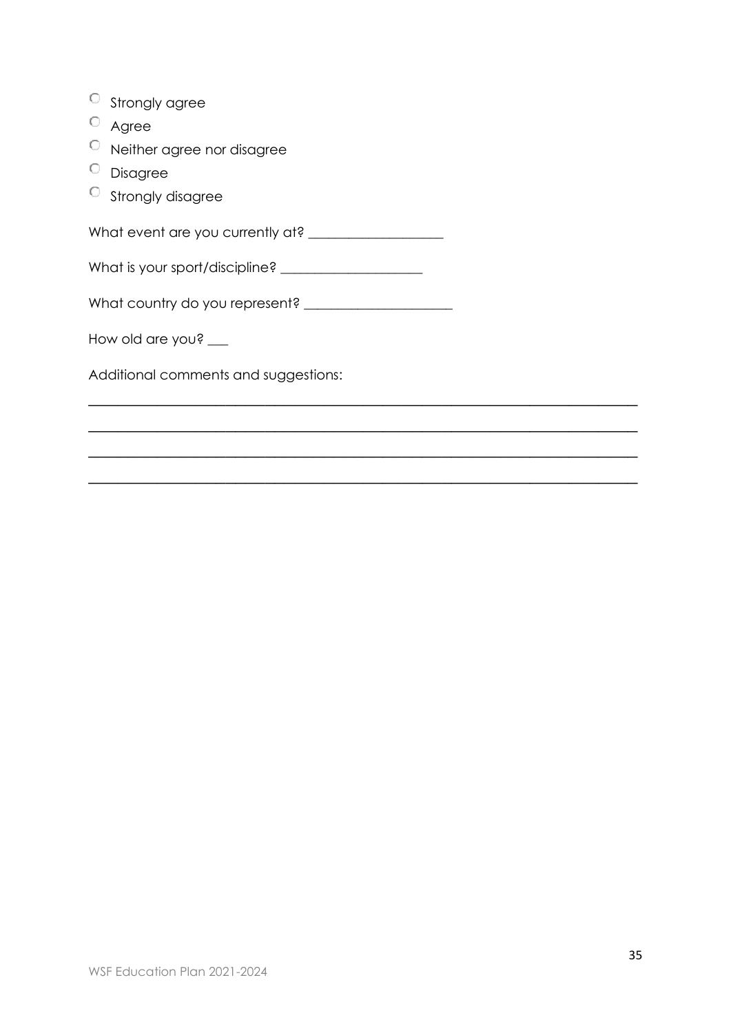- ○ Strongly agree
- ○ Agree
- ○ Neither agree nor disagree
- ○ Disagree
- ○ Strongly disagree

What event are you currently at? ____________________

What is your sport/discipline? _____________________

What country do you represent? ______________________

How old are you? ___

Additional comments and suggestions:

________________________________________________________________________________

________________________________________________________________________________

________________________________________________________________________________

________________________________________________________________________________